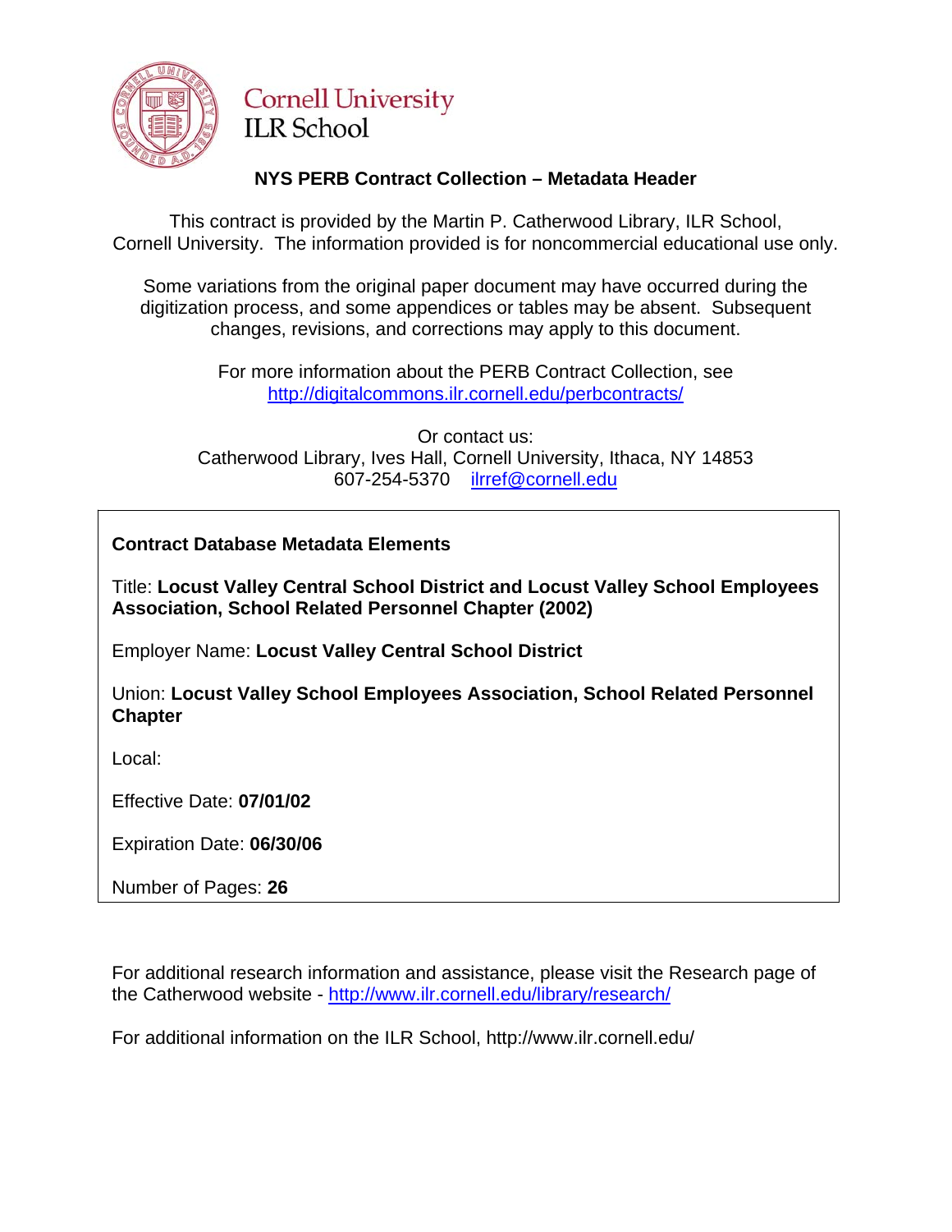Cornell University
ILR School

## NYS PERB Contract Collection – Metadata Header

This contract is provided by the Martin P. Catherwood Library, ILR School, Cornell University. The information provided is for noncommercial educational use only.

Some variations from the original paper document may have occurred during the digitization process, and some appendices or tables may be absent. Subsequent changes, revisions, and corrections may apply to this document.

For more information about the PERB Contract Collection, see http://digitalcommons.ilr.cornell.edu/perbcontracts/

Or contact us:
Catherwood Library, Ives Hall, Cornell University, Ithaca, NY 14853
607-254-5370 ilrref@cornell.edu

**Contract Database Metadata Elements**

Title: **Locust Valley Central School District and Locust Valley School Employees Association, School Related Personnel Chapter (2002)**

Employer Name: **Locust Valley Central School District**

Union: **Locust Valley School Employees Association, School Related Personnel Chapter**

Local:

Effective Date: **07/01/02**

Expiration Date: **06/30/06**

Number of Pages: **26**

For additional research information and assistance, please visit the Research page of the Catherwood website - http://www.ilr.cornell.edu/library/research/

For additional information on the ILR School, http://www.ilr.cornell.edu/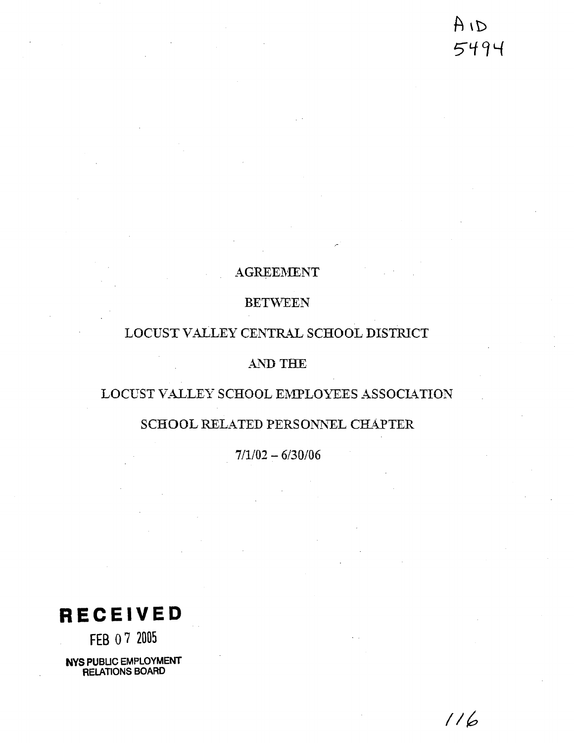A ID
5494

AGREEMENT

BETWEEN

LOCUST VALLEY CENTRAL SCHOOL DISTRICT

AND THE

LOCUST VALLEY SCHOOL EMPLOYEES ASSOCIATION

SCHOOL RELATED PERSONNEL CHAPTER

7/1/02 – 6/30/06

**RECEIVED**

FEB 07 2005

NYS PUBLIC EMPLOYMENT RELATIONS BOARD

116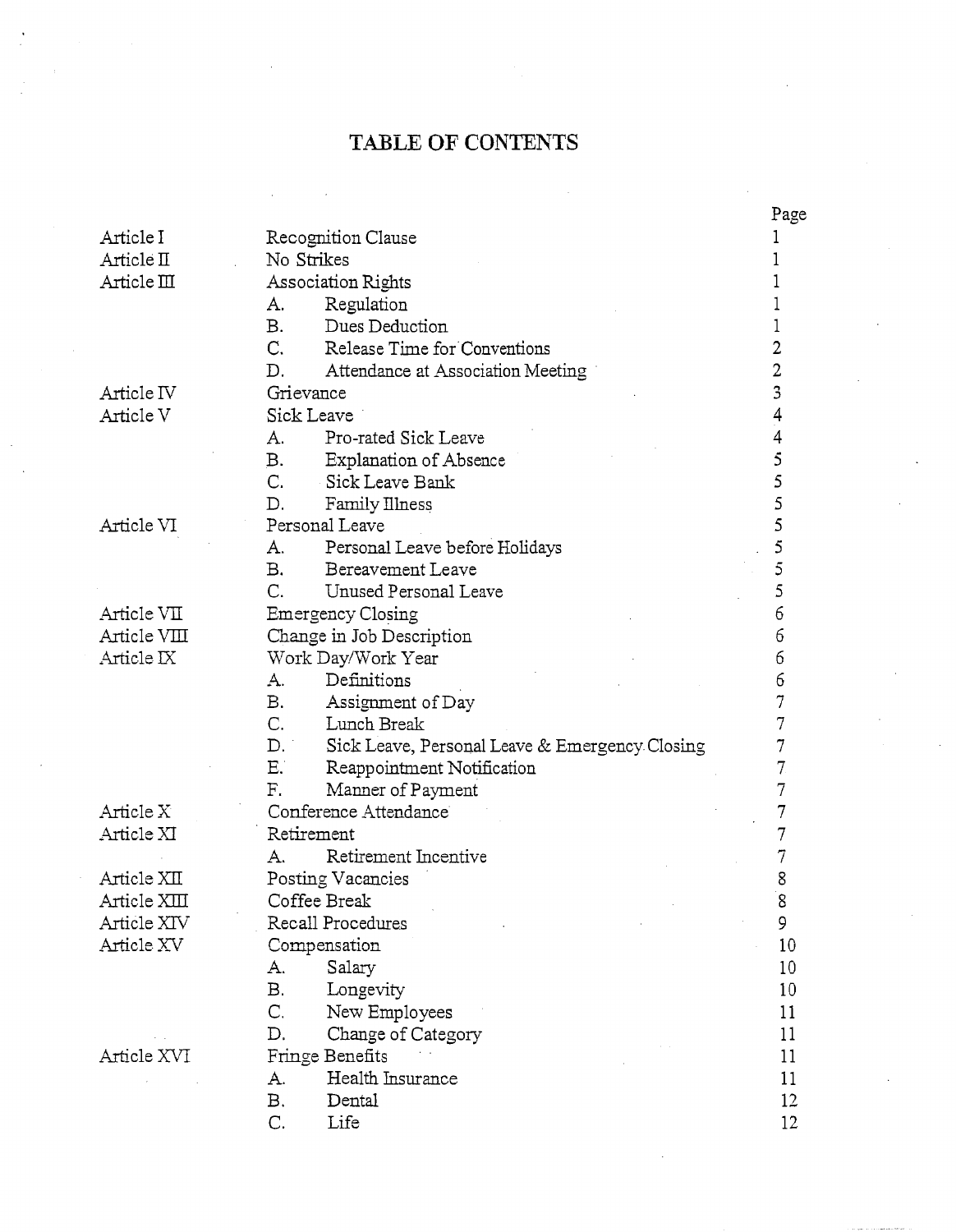# TABLE OF CONTENTS

| | | | Page |
|---|---|---|---|
| Article I | Recognition Clause | | 1 |
| Article II | No Strikes | | 1 |
| Article III | Association Rights | | 1 |
| | A. | Regulation | 1 |
| | B. | Dues Deduction | 1 |
| | C. | Release Time for Conventions | 2 |
| | D. | Attendance at Association Meeting | 2 |
| Article IV | Grievance | | 3 |
| Article V | Sick Leave | | 4 |
| | A. | Pro-rated Sick Leave | 4 |
| | B. | Explanation of Absence | 5 |
| | C. | Sick Leave Bank | 5 |
| | D. | Family Illness | 5 |
| Article VI | Personal Leave | | 5 |
| | A. | Personal Leave before Holidays | 5 |
| | B. | Bereavement Leave | 5 |
| | C. | Unused Personal Leave | 5 |
| Article VII | Emergency Closing | | 6 |
| Article VIII | Change in Job Description | | 6 |
| Article IX | Work Day/Work Year | | 6 |
| | A. | Definitions | 6 |
| | B. | Assignment of Day | 7 |
| | C. | Lunch Break | 7 |
| | D. | Sick Leave, Personal Leave & Emergency Closing | 7 |
| | E. | Reappointment Notification | 7 |
| | F. | Manner of Payment | 7 |
| Article X | Conference Attendance | | 7 |
| Article XI | Retirement | | 7 |
| | A. | Retirement Incentive | 7 |
| Article XII | Posting Vacancies | | 8 |
| Article XIII | Coffee Break | | 8 |
| Article XIV | Recall Procedures | | 9 |
| Article XV | Compensation | | 10 |
| | A. | Salary | 10 |
| | B. | Longevity | 10 |
| | C. | New Employees | 11 |
| | D. | Change of Category | 11 |
| Article XVI | Fringe Benefits | | 11 |
| | A. | Health Insurance | 11 |
| | B. | Dental | 12 |
| | C. | Life | 12 |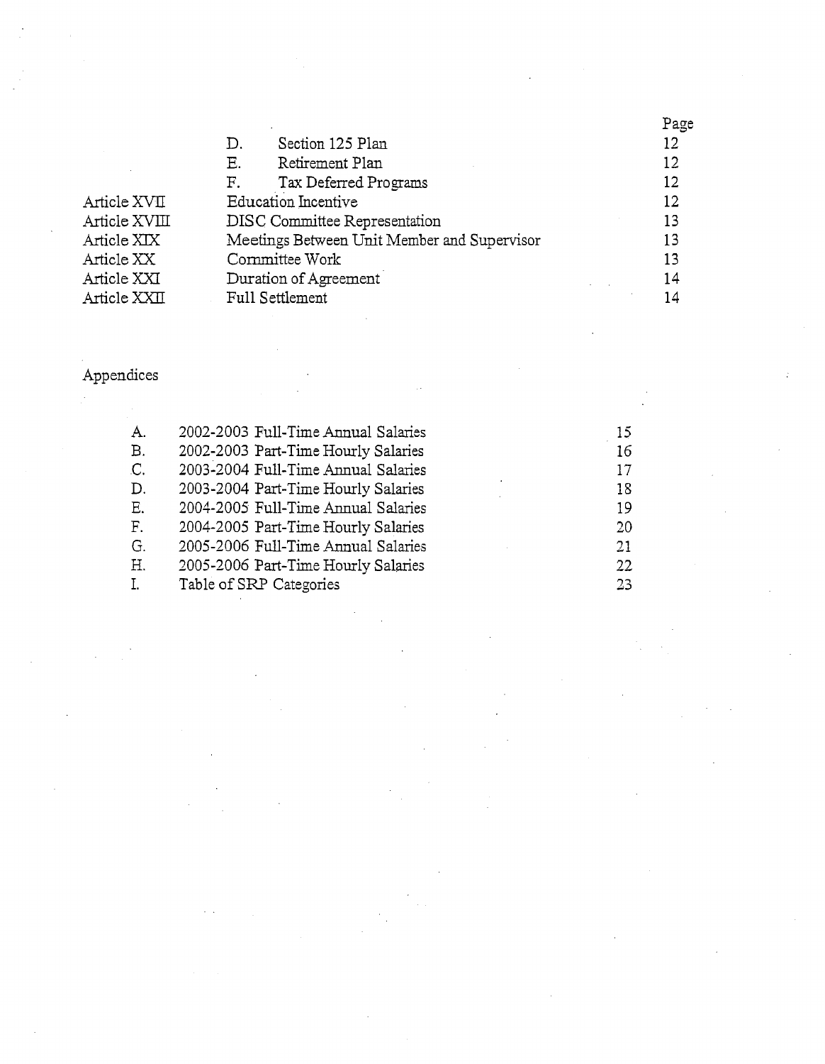| | | Page |
|---|---|---|
| | D. Section 125 Plan | 12 |
| | E. Retirement Plan | 12 |
| | F. Tax Deferred Programs | 12 |
| Article XVII | Education Incentive | 12 |
| Article XVIII | DISC Committee Representation | 13 |
| Article XIX | Meetings Between Unit Member and Supervisor | 13 |
| Article XX | Committee Work | 13 |
| Article XXI | Duration of Agreement | 14 |
| Article XXII | Full Settlement | 14 |

Appendices

| | | |
|---|---|---|
| A. | 2002-2003 Full-Time Annual Salaries | 15 |
| B. | 2002-2003 Part-Time Hourly Salaries | 16 |
| C. | 2003-2004 Full-Time Annual Salaries | 17 |
| D. | 2003-2004 Part-Time Hourly Salaries | 18 |
| E. | 2004-2005 Full-Time Annual Salaries | 19 |
| F. | 2004-2005 Part-Time Hourly Salaries | 20 |
| G. | 2005-2006 Full-Time Annual Salaries | 21 |
| H. | 2005-2006 Part-Time Hourly Salaries | 22 |
| I. | Table of SRP Categories | 23 |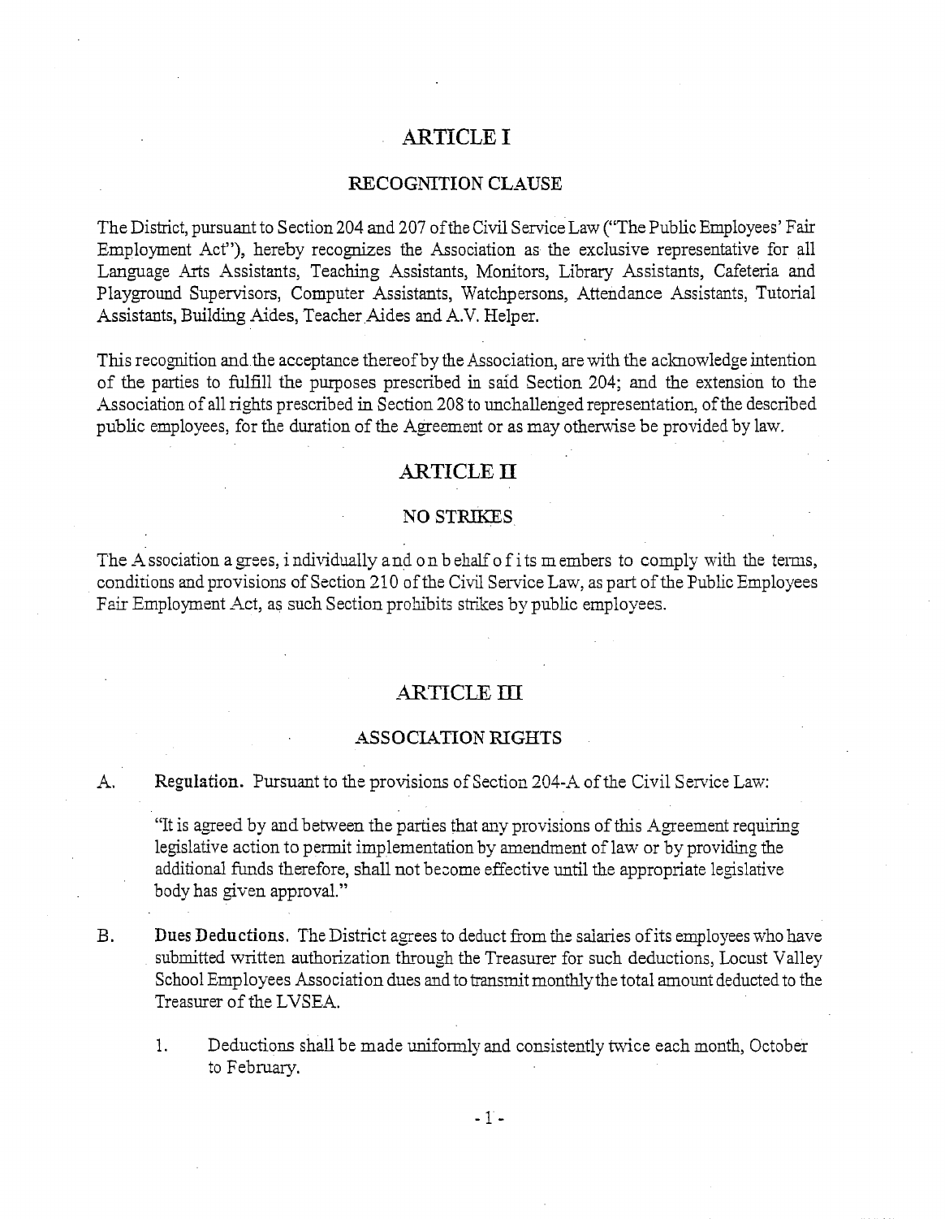# ARTICLE I

## RECOGNITION CLAUSE

The District, pursuant to Section 204 and 207 of the Civil Service Law ("The Public Employees' Fair Employment Act"), hereby recognizes the Association as the exclusive representative for all Language Arts Assistants, Teaching Assistants, Monitors, Library Assistants, Cafeteria and Playground Supervisors, Computer Assistants, Watchpersons, Attendance Assistants, Tutorial Assistants, Building Aides, Teacher Aides and A.V. Helper.

This recognition and the acceptance thereof by the Association, are with the acknowledge intention of the parties to fulfill the purposes prescribed in said Section 204; and the extension to the Association of all rights prescribed in Section 208 to unchallenged representation, of the described public employees, for the duration of the Agreement or as may otherwise be provided by law.

# ARTICLE II

## NO STRIKES

The Association agrees, individually and on behalf of its members to comply with the terms, conditions and provisions of Section 210 of the Civil Service Law, as part of the Public Employees Fair Employment Act, as such Section prohibits strikes by public employees.

# ARTICLE III

## ASSOCIATION RIGHTS

A. **Regulation.** Pursuant to the provisions of Section 204-A of the Civil Service Law:

   "It is agreed by and between the parties that any provisions of this Agreement requiring legislative action to permit implementation by amendment of law or by providing the additional funds therefore, shall not become effective until the appropriate legislative body has given approval."

B. **Dues Deductions.** The District agrees to deduct from the salaries of its employees who have submitted written authorization through the Treasurer for such deductions, Locust Valley School Employees Association dues and to transmit monthly the total amount deducted to the Treasurer of the LVSEA.

   1. Deductions shall be made uniformly and consistently twice each month, October to February.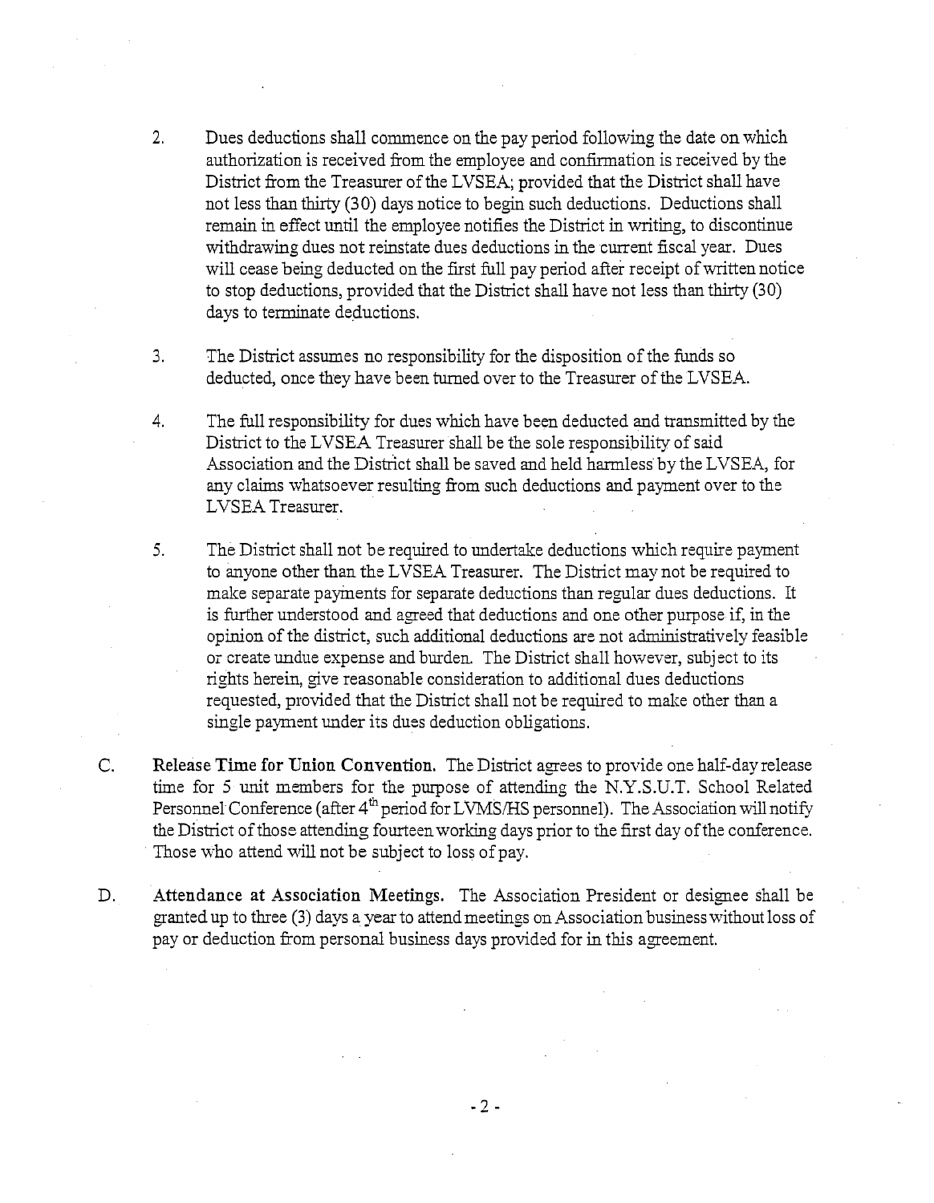2. Dues deductions shall commence on the pay period following the date on which authorization is received from the employee and confirmation is received by the District from the Treasurer of the LVSEA; provided that the District shall have not less than thirty (30) days notice to begin such deductions. Deductions shall remain in effect until the employee notifies the District in writing, to discontinue withdrawing dues not reinstate dues deductions in the current fiscal year. Dues will cease being deducted on the first full pay period after receipt of written notice to stop deductions, provided that the District shall have not less than thirty (30) days to terminate deductions.

3. The District assumes no responsibility for the disposition of the funds so deducted, once they have been turned over to the Treasurer of the LVSEA.

4. The full responsibility for dues which have been deducted and transmitted by the District to the LVSEA Treasurer shall be the sole responsibility of said Association and the District shall be saved and held harmless by the LVSEA, for any claims whatsoever resulting from such deductions and payment over to the LVSEA Treasurer.

5. The District shall not be required to undertake deductions which require payment to anyone other than the LVSEA Treasurer. The District may not be required to make separate payments for separate deductions than regular dues deductions. It is further understood and agreed that deductions and one other purpose if, in the opinion of the district, such additional deductions are not administratively feasible or create undue expense and burden. The District shall however, subject to its rights herein, give reasonable consideration to additional dues deductions requested, provided that the District shall not be required to make other than a single payment under its dues deduction obligations.

C. **Release Time for Union Convention.** The District agrees to provide one half-day release time for 5 unit members for the purpose of attending the N.Y.S.U.T. School Related Personnel Conference (after 4th period for LVMS/HS personnel). The Association will notify the District of those attending fourteen working days prior to the first day of the conference. Those who attend will not be subject to loss of pay.

D. **Attendance at Association Meetings.** The Association President or designee shall be granted up to three (3) days a year to attend meetings on Association business without loss of pay or deduction from personal business days provided for in this agreement.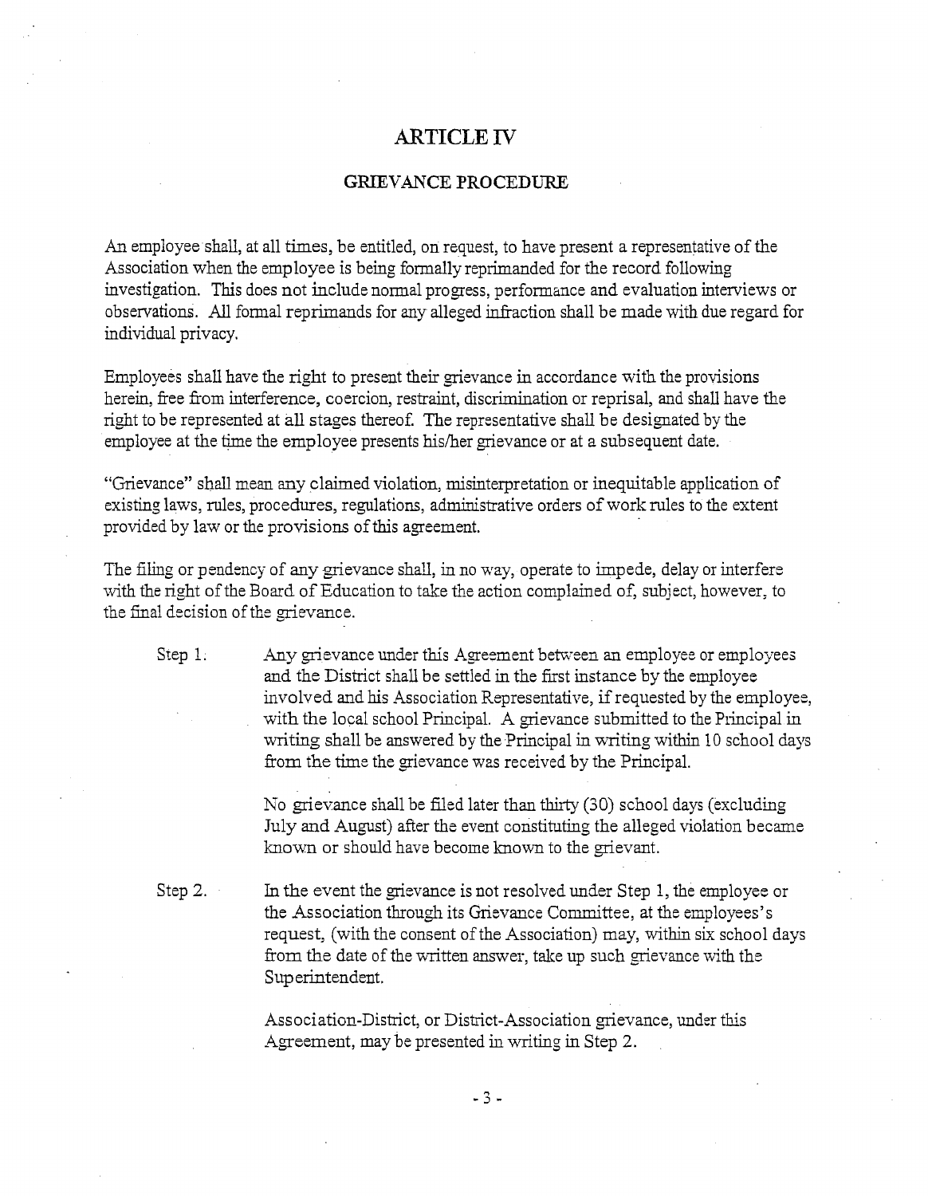# ARTICLE IV

## GRIEVANCE PROCEDURE

An employee shall, at all times, be entitled, on request, to have present a representative of the Association when the employee is being formally reprimanded for the record following investigation. This does not include normal progress, performance and evaluation interviews or observations. All formal reprimands for any alleged infraction shall be made with due regard for individual privacy.

Employees shall have the right to present their grievance in accordance with the provisions herein, free from interference, coercion, restraint, discrimination or reprisal, and shall have the right to be represented at all stages thereof. The representative shall be designated by the employee at the time the employee presents his/her grievance or at a subsequent date.

"Grievance" shall mean any claimed violation, misinterpretation or inequitable application of existing laws, rules, procedures, regulations, administrative orders of work rules to the extent provided by law or the provisions of this agreement.

The filing or pendency of any grievance shall, in no way, operate to impede, delay or interfere with the right of the Board of Education to take the action complained of, subject, however, to the final decision of the grievance.

Step 1. Any grievance under this Agreement between an employee or employees and the District shall be settled in the first instance by the employee involved and his Association Representative, if requested by the employee, with the local school Principal. A grievance submitted to the Principal in writing shall be answered by the Principal in writing within 10 school days from the time the grievance was received by the Principal.

No grievance shall be filed later than thirty (30) school days (excluding July and August) after the event constituting the alleged violation became known or should have become known to the grievant.

Step 2. In the event the grievance is not resolved under Step 1, the employee or the Association through its Grievance Committee, at the employees's request, (with the consent of the Association) may, within six school days from the date of the written answer, take up such grievance with the Superintendent.

Association-District, or District-Association grievance, under this Agreement, may be presented in writing in Step 2.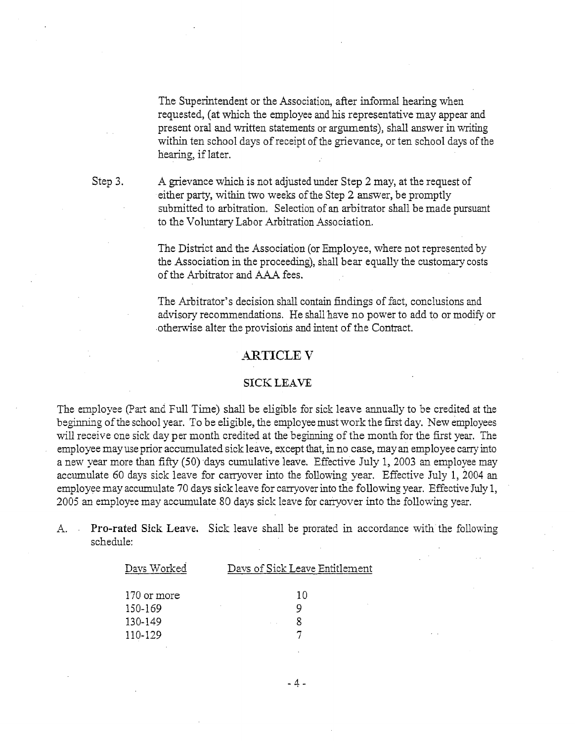The Superintendent or the Association, after informal hearing when requested, (at which the employee and his representative may appear and present oral and written statements or arguments), shall answer in writing within ten school days of receipt of the grievance, or ten school days of the hearing, if later.

Step 3. A grievance which is not adjusted under Step 2 may, at the request of either party, within two weeks of the Step 2 answer, be promptly submitted to arbitration. Selection of an arbitrator shall be made pursuant to the Voluntary Labor Arbitration Association.

The District and the Association (or Employee, where not represented by the Association in the proceeding), shall bear equally the customary costs of the Arbitrator and AAA fees.

The Arbitrator's decision shall contain findings of fact, conclusions and advisory recommendations. He shall have no power to add to or modify or otherwise alter the provisions and intent of the Contract.

## ARTICLE V

### SICK LEAVE

The employee (Part and Full Time) shall be eligible for sick leave annually to be credited at the beginning of the school year. To be eligible, the employee must work the first day. New employees will receive one sick day per month credited at the beginning of the month for the first year. The employee may use prior accumulated sick leave, except that, in no case, may an employee carry into a new year more than fifty (50) days cumulative leave. Effective July 1, 2003 an employee may accumulate 60 days sick leave for carryover into the following year. Effective July 1, 2004 an employee may accumulate 70 days sick leave for carryover into the following year. Effective July 1, 2005 an employee may accumulate 80 days sick leave for carryover into the following year.

A. **Pro-rated Sick Leave.** Sick leave shall be prorated in accordance with the following schedule:

| Days Worked | Days of Sick Leave Entitlement |
|---|---|
| 170 or more | 10 |
| 150-169 | 9 |
| 130-149 | 8 |
| 110-129 | 7 |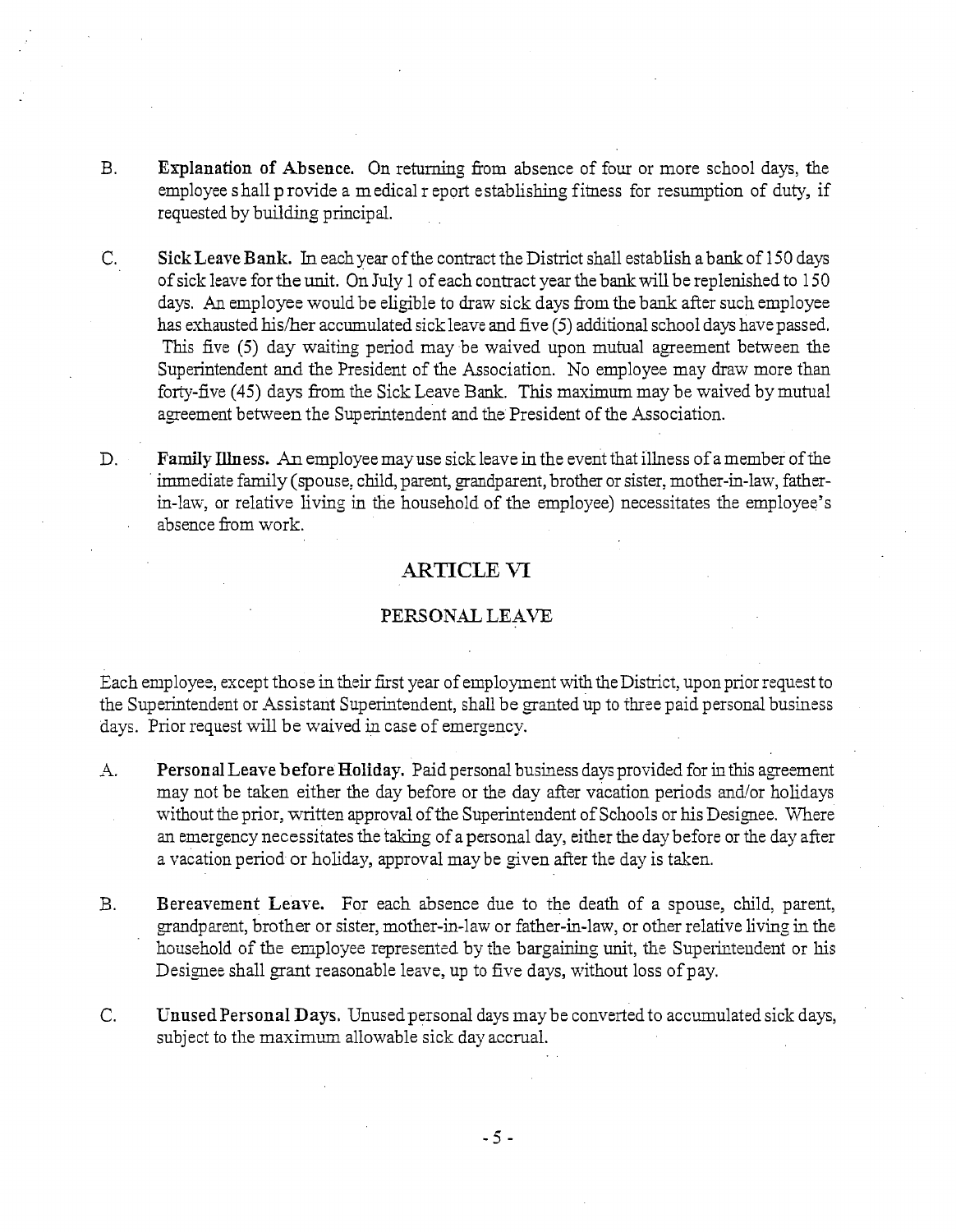B. **Explanation of Absence.** On returning from absence of four or more school days, the employee shall provide a medical report establishing fitness for resumption of duty, if requested by building principal.

C. **Sick Leave Bank.** In each year of the contract the District shall establish a bank of 150 days of sick leave for the unit. On July 1 of each contract year the bank will be replenished to 150 days. An employee would be eligible to draw sick days from the bank after such employee has exhausted his/her accumulated sick leave and five (5) additional school days have passed. This five (5) day waiting period may be waived upon mutual agreement between the Superintendent and the President of the Association. No employee may draw more than forty-five (45) days from the Sick Leave Bank. This maximum may be waived by mutual agreement between the Superintendent and the President of the Association.

D. **Family Illness.** An employee may use sick leave in the event that illness of a member of the immediate family (spouse, child, parent, grandparent, brother or sister, mother-in-law, father-in-law, or relative living in the household of the employee) necessitates the employee's absence from work.

## ARTICLE VI

### PERSONAL LEAVE

Each employee, except those in their first year of employment with the District, upon prior request to the Superintendent or Assistant Superintendent, shall be granted up to three paid personal business days. Prior request will be waived in case of emergency.

A. **Personal Leave before Holiday.** Paid personal business days provided for in this agreement may not be taken either the day before or the day after vacation periods and/or holidays without the prior, written approval of the Superintendent of Schools or his Designee. Where an emergency necessitates the taking of a personal day, either the day before or the day after a vacation period or holiday, approval may be given after the day is taken.

B. **Bereavement Leave.** For each absence due to the death of a spouse, child, parent, grandparent, brother or sister, mother-in-law or father-in-law, or other relative living in the household of the employee represented by the bargaining unit, the Superintendent or his Designee shall grant reasonable leave, up to five days, without loss of pay.

C. **Unused Personal Days.** Unused personal days may be converted to accumulated sick days, subject to the maximum allowable sick day accrual.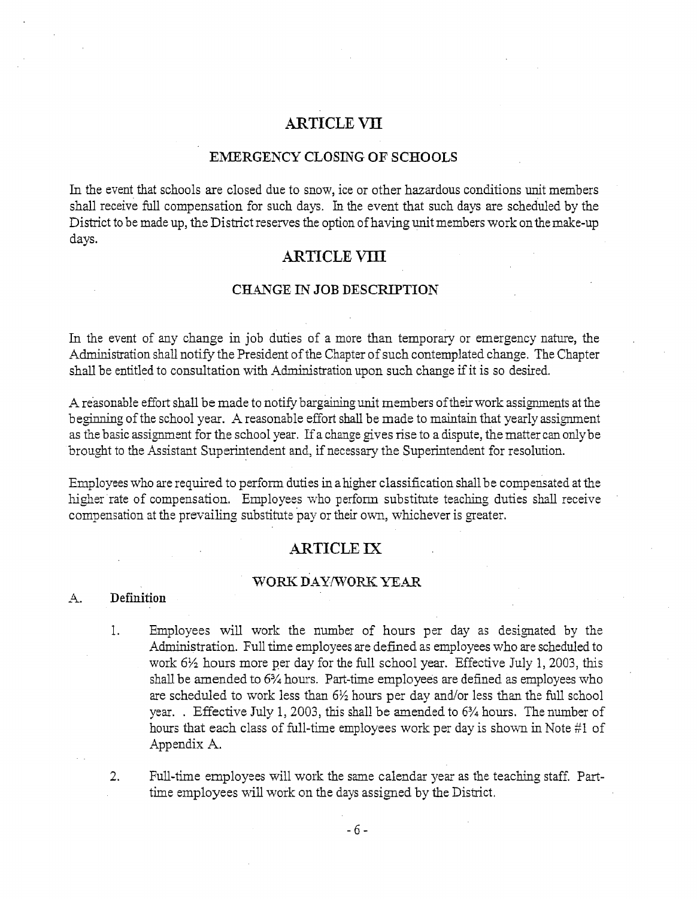## ARTICLE VII

### EMERGENCY CLOSING OF SCHOOLS

In the event that schools are closed due to snow, ice or other hazardous conditions unit members shall receive full compensation for such days. In the event that such days are scheduled by the District to be made up, the District reserves the option of having unit members work on the make-up days.

## ARTICLE VIII

### CHANGE IN JOB DESCRIPTION

In the event of any change in job duties of a more than temporary or emergency nature, the Administration shall notify the President of the Chapter of such contemplated change. The Chapter shall be entitled to consultation with Administration upon such change if it is so desired.

A reasonable effort shall be made to notify bargaining unit members of their work assignments at the beginning of the school year. A reasonable effort shall be made to maintain that yearly assignment as the basic assignment for the school year. If a change gives rise to a dispute, the matter can only be brought to the Assistant Superintendent and, if necessary the Superintendent for resolution.

Employees who are required to perform duties in a higher classification shall be compensated at the higher rate of compensation. Employees who perform substitute teaching duties shall receive compensation at the prevailing substitute pay or their own, whichever is greater.

## ARTICLE IX

### WORK DAY/WORK YEAR

A. **Definition**

1. Employees will work the number of hours per day as designated by the Administration. Full time employees are defined as employees who are scheduled to work 6½ hours more per day for the full school year. Effective July 1, 2003, this shall be amended to 6¾ hours. Part-time employees are defined as employees who are scheduled to work less than 6½ hours per day and/or less than the full school year. . Effective July 1, 2003, this shall be amended to 6¾ hours. The number of hours that each class of full-time employees work per day is shown in Note #1 of Appendix A.

2. Full-time employees will work the same calendar year as the teaching staff. Part-time employees will work on the days assigned by the District.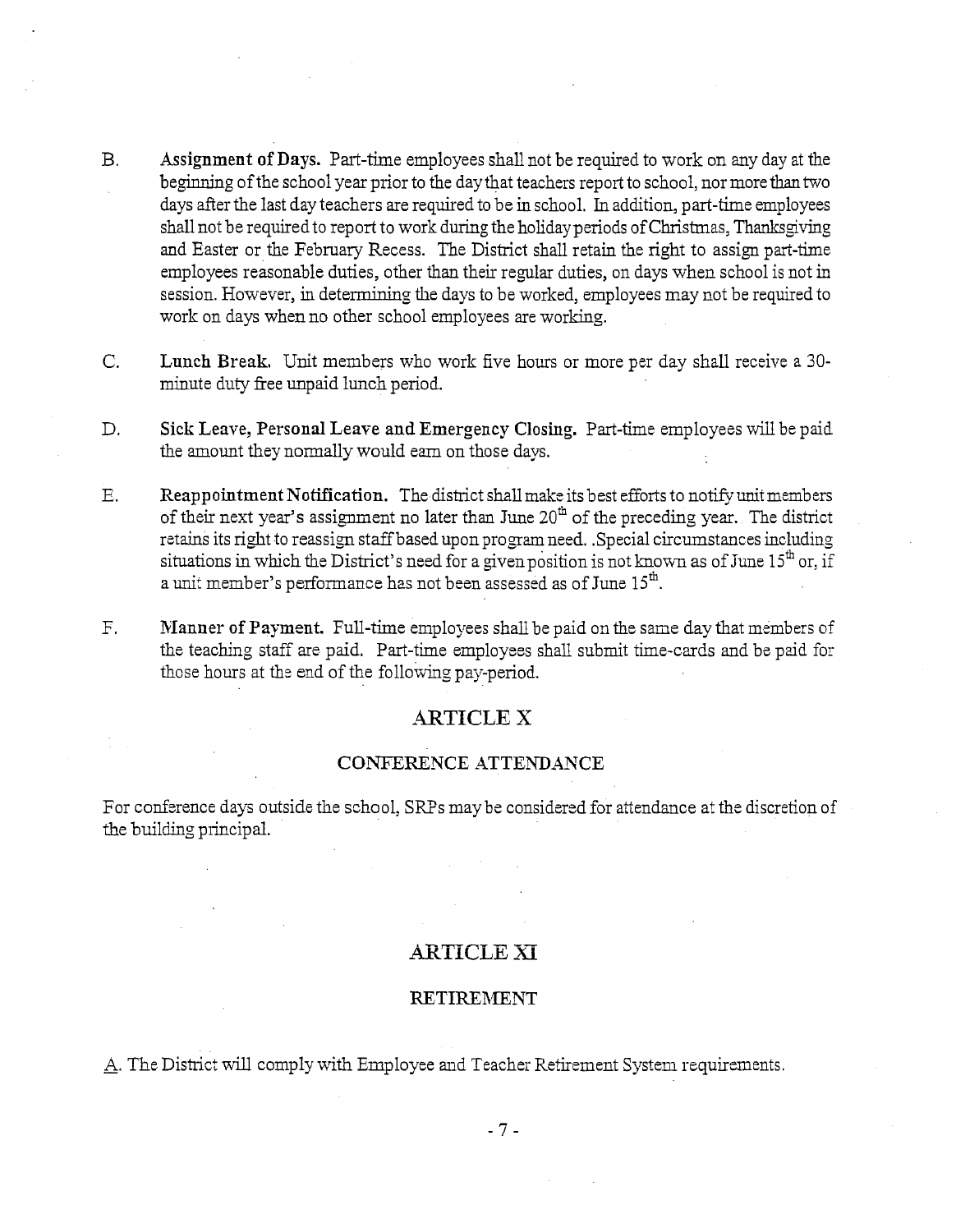B. **Assignment of Days.** Part-time employees shall not be required to work on any day at the beginning of the school year prior to the day that teachers report to school, nor more than two days after the last day teachers are required to be in school. In addition, part-time employees shall not be required to report to work during the holiday periods of Christmas, Thanksgiving and Easter or the February Recess. The District shall retain the right to assign part-time employees reasonable duties, other than their regular duties, on days when school is not in session. However, in determining the days to be worked, employees may not be required to work on days when no other school employees are working.

C. **Lunch Break.** Unit members who work five hours or more per day shall receive a 30-minute duty free unpaid lunch period.

D. **Sick Leave, Personal Leave and Emergency Closing.** Part-time employees will be paid the amount they normally would earn on those days.

E. **Reappointment Notification.** The district shall make its best efforts to notify unit members of their next year's assignment no later than June 20th of the preceding year. The district retains its right to reassign staff based upon program need. .Special circumstances including situations in which the District's need for a given position is not known as of June 15th or, if a unit member's performance has not been assessed as of June 15th.

F. **Manner of Payment.** Full-time employees shall be paid on the same day that members of the teaching staff are paid. Part-time employees shall submit time-cards and be paid for those hours at the end of the following pay-period.

## ARTICLE X

### CONFERENCE ATTENDANCE

For conference days outside the school, SRPs may be considered for attendance at the discretion of the building principal.

## ARTICLE XI

### RETIREMENT

A. The District will comply with Employee and Teacher Retirement System requirements.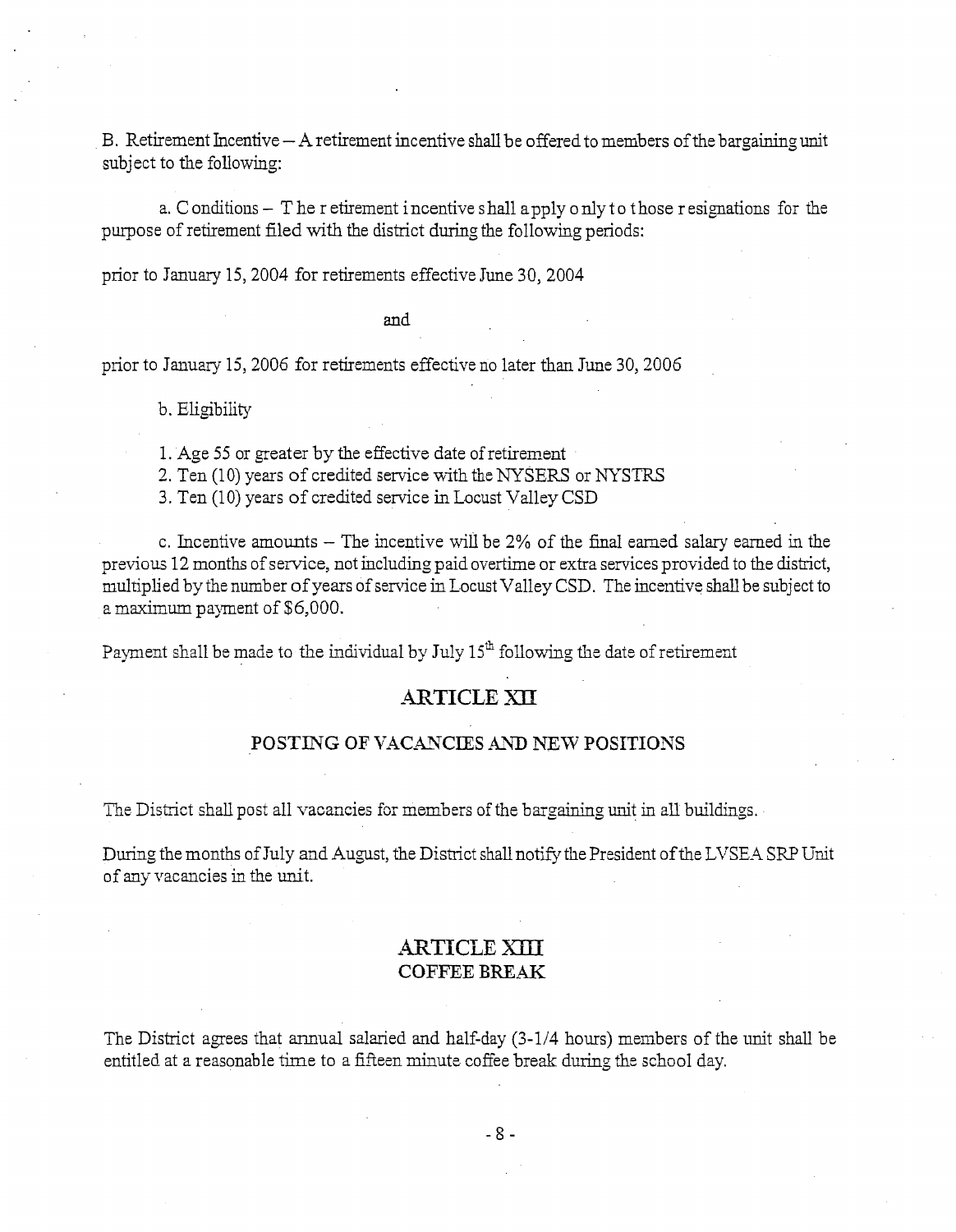B. Retirement Incentive – A retirement incentive shall be offered to members of the bargaining unit subject to the following:

a. Conditions – The retirement incentive shall apply only to those resignations for the purpose of retirement filed with the district during the following periods:

prior to January 15, 2004 for retirements effective June 30, 2004

and

prior to January 15, 2006 for retirements effective no later than June 30, 2006

b. Eligibility

1. Age 55 or greater by the effective date of retirement
2. Ten (10) years of credited service with the NYSERS or NYSTRS
3. Ten (10) years of credited service in Locust Valley CSD

c. Incentive amounts – The incentive will be 2% of the final earned salary earned in the previous 12 months of service, not including paid overtime or extra services provided to the district, multiplied by the number of years of service in Locust Valley CSD. The incentive shall be subject to a maximum payment of $6,000.

Payment shall be made to the individual by July 15th following the date of retirement

## ARTICLE XII

## POSTING OF VACANCIES AND NEW POSITIONS

The District shall post all vacancies for members of the bargaining unit in all buildings.

During the months of July and August, the District shall notify the President of the LVSEA SRP Unit of any vacancies in the unit.

## ARTICLE XIII
## COFFEE BREAK

The District agrees that annual salaried and half-day (3-1/4 hours) members of the unit shall be entitled at a reasonable time to a fifteen minute coffee break during the school day.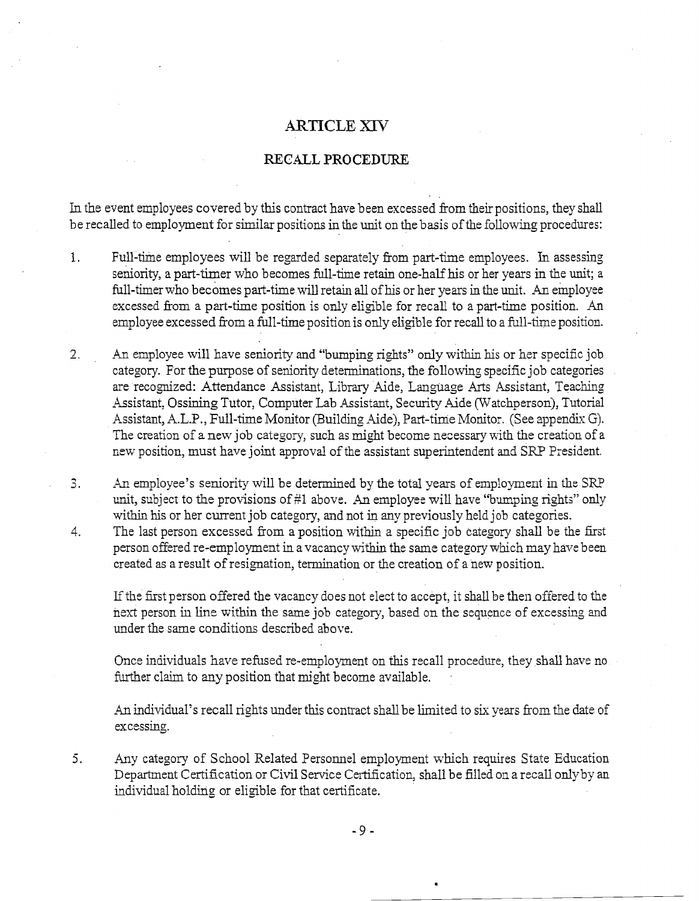# ARTICLE XIV

## RECALL PROCEDURE

In the event employees covered by this contract have been excessed from their positions, they shall be recalled to employment for similar positions in the unit on the basis of the following procedures:

1. Full-time employees will be regarded separately from part-time employees. In assessing seniority, a part-timer who becomes full-time retain one-half his or her years in the unit; a full-timer who becomes part-time will retain all of his or her years in the unit. An employee excessed from a part-time position is only eligible for recall to a part-time position. An employee excessed from a full-time position is only eligible for recall to a full-time position.

2. An employee will have seniority and "bumping rights" only within his or her specific job category. For the purpose of seniority determinations, the following specific job categories are recognized: Attendance Assistant, Library Aide, Language Arts Assistant, Teaching Assistant, Ossining Tutor, Computer Lab Assistant, Security Aide (Watchperson), Tutorial Assistant, A.L.P., Full-time Monitor (Building Aide), Part-time Monitor. (See appendix G). The creation of a new job category, such as might become necessary with the creation of a new position, must have joint approval of the assistant superintendent and SRP President.

3. An employee's seniority will be determined by the total years of employment in the SRP unit, subject to the provisions of #1 above. An employee will have "bumping rights" only within his or her current job category, and not in any previously held job categories.

4. The last person excessed from a position within a specific job category shall be the first person offered re-employment in a vacancy within the same category which may have been created as a result of resignation, termination or the creation of a new position.

   If the first person offered the vacancy does not elect to accept, it shall be then offered to the next person in line within the same job category, based on the sequence of excessing and under the same conditions described above.

   Once individuals have refused re-employment on this recall procedure, they shall have no further claim to any position that might become available.

   An individual's recall rights under this contract shall be limited to six years from the date of excessing.

5. Any category of School Related Personnel employment which requires State Education Department Certification or Civil Service Certification, shall be filled on a recall only by an individual holding or eligible for that certificate.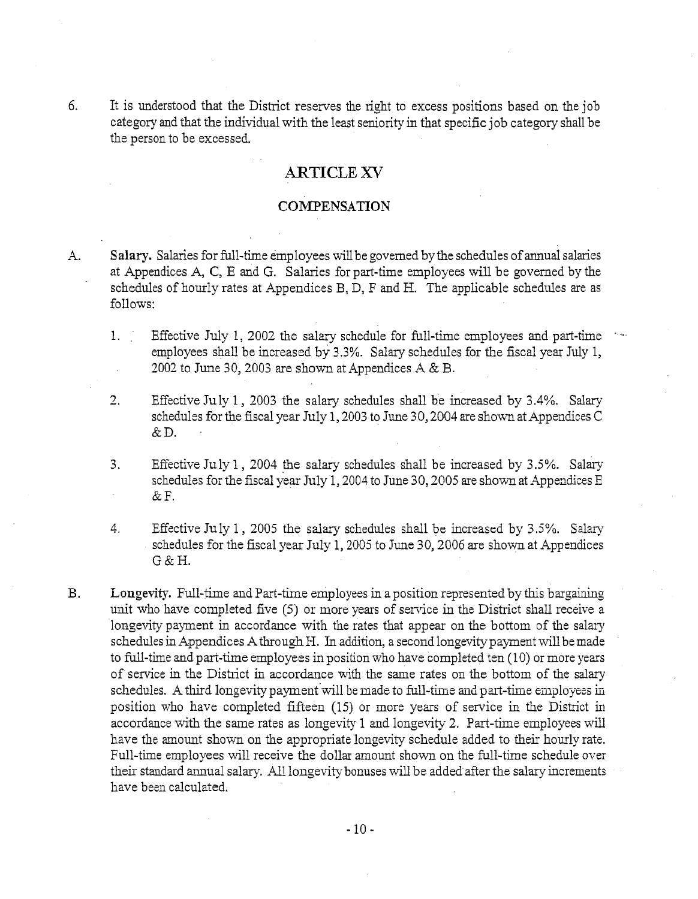6. It is understood that the District reserves the right to excess positions based on the job category and that the individual with the least seniority in that specific job category shall be the person to be excessed.

## ARTICLE XV

### COMPENSATION

A. **Salary.** Salaries for full-time employees will be governed by the schedules of annual salaries at Appendices A, C, E and G. Salaries for part-time employees will be governed by the schedules of hourly rates at Appendices B, D, F and H. The applicable schedules are as follows:

   1. Effective July 1, 2002 the salary schedule for full-time employees and part-time employees shall be increased by 3.3%. Salary schedules for the fiscal year July 1, 2002 to June 30, 2003 are shown at Appendices A & B.

   2. Effective July 1, 2003 the salary schedules shall be increased by 3.4%. Salary schedules for the fiscal year July 1, 2003 to June 30, 2004 are shown at Appendices C & D.

   3. Effective July 1, 2004 the salary schedules shall be increased by 3.5%. Salary schedules for the fiscal year July 1, 2004 to June 30, 2005 are shown at Appendices E & F.

   4. Effective July 1, 2005 the salary schedules shall be increased by 3.5%. Salary schedules for the fiscal year July 1, 2005 to June 30, 2006 are shown at Appendices G & H.

B. **Longevity.** Full-time and Part-time employees in a position represented by this bargaining unit who have completed five (5) or more years of service in the District shall receive a longevity payment in accordance with the rates that appear on the bottom of the salary schedules in Appendices A through H. In addition, a second longevity payment will be made to full-time and part-time employees in position who have completed ten (10) or more years of service in the District in accordance with the same rates on the bottom of the salary schedules. A third longevity payment will be made to full-time and part-time employees in position who have completed fifteen (15) or more years of service in the District in accordance with the same rates as longevity 1 and longevity 2. Part-time employees will have the amount shown on the appropriate longevity schedule added to their hourly rate. Full-time employees will receive the dollar amount shown on the full-time schedule over their standard annual salary. All longevity bonuses will be added after the salary increments have been calculated.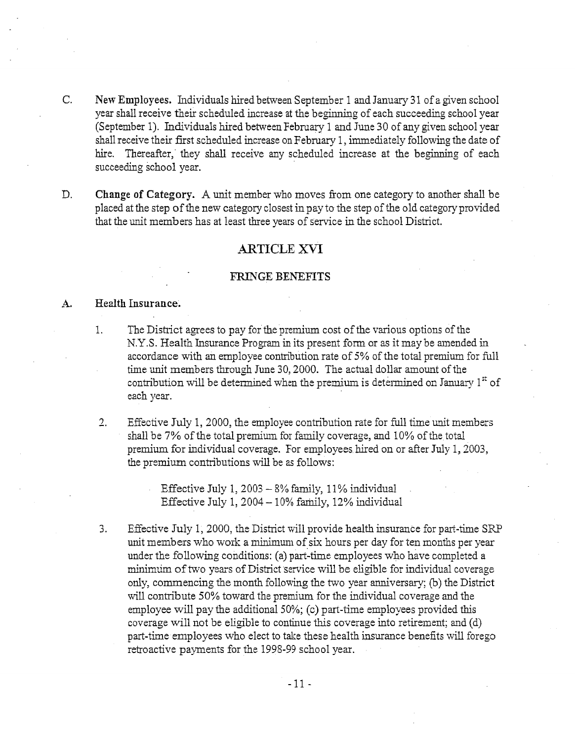C. **New Employees.** Individuals hired between September 1 and January 31 of a given school year shall receive their scheduled increase at the beginning of each succeeding school year (September 1). Individuals hired between February 1 and June 30 of any given school year shall receive their first scheduled increase on February 1, immediately following the date of hire. Thereafter, they shall receive any scheduled increase at the beginning of each succeeding school year.

D. **Change of Category.** A unit member who moves from one category to another shall be placed at the step of the new category closest in pay to the step of the old category provided that the unit members has at least three years of service in the school District.

## ARTICLE XVI

### FRINGE BENEFITS

A. **Health Insurance.**

1. The District agrees to pay for the premium cost of the various options of the N.Y.S. Health Insurance Program in its present form or as it may be amended in accordance with an employee contribution rate of 5% of the total premium for full time unit members through June 30, 2000. The actual dollar amount of the contribution will be determined when the premium is determined on January 1st of each year.

2. Effective July 1, 2000, the employee contribution rate for full time unit members shall be 7% of the total premium for family coverage, and 10% of the total premium for individual coverage. For employees hired on or after July 1, 2003, the premium contributions will be as follows:

   Effective July 1, 2003 – 8% family, 11% individual
   Effective July 1, 2004 – 10% family, 12% individual

3. Effective July 1, 2000, the District will provide health insurance for part-time SRP unit members who work a minimum of six hours per day for ten months per year under the following conditions: (a) part-time employees who have completed a minimum of two years of District service will be eligible for individual coverage only, commencing the month following the two year anniversary; (b) the District will contribute 50% toward the premium for the individual coverage and the employee will pay the additional 50%; (c) part-time employees provided this coverage will not be eligible to continue this coverage into retirement; and (d) part-time employees who elect to take these health insurance benefits will forego retroactive payments for the 1998-99 school year.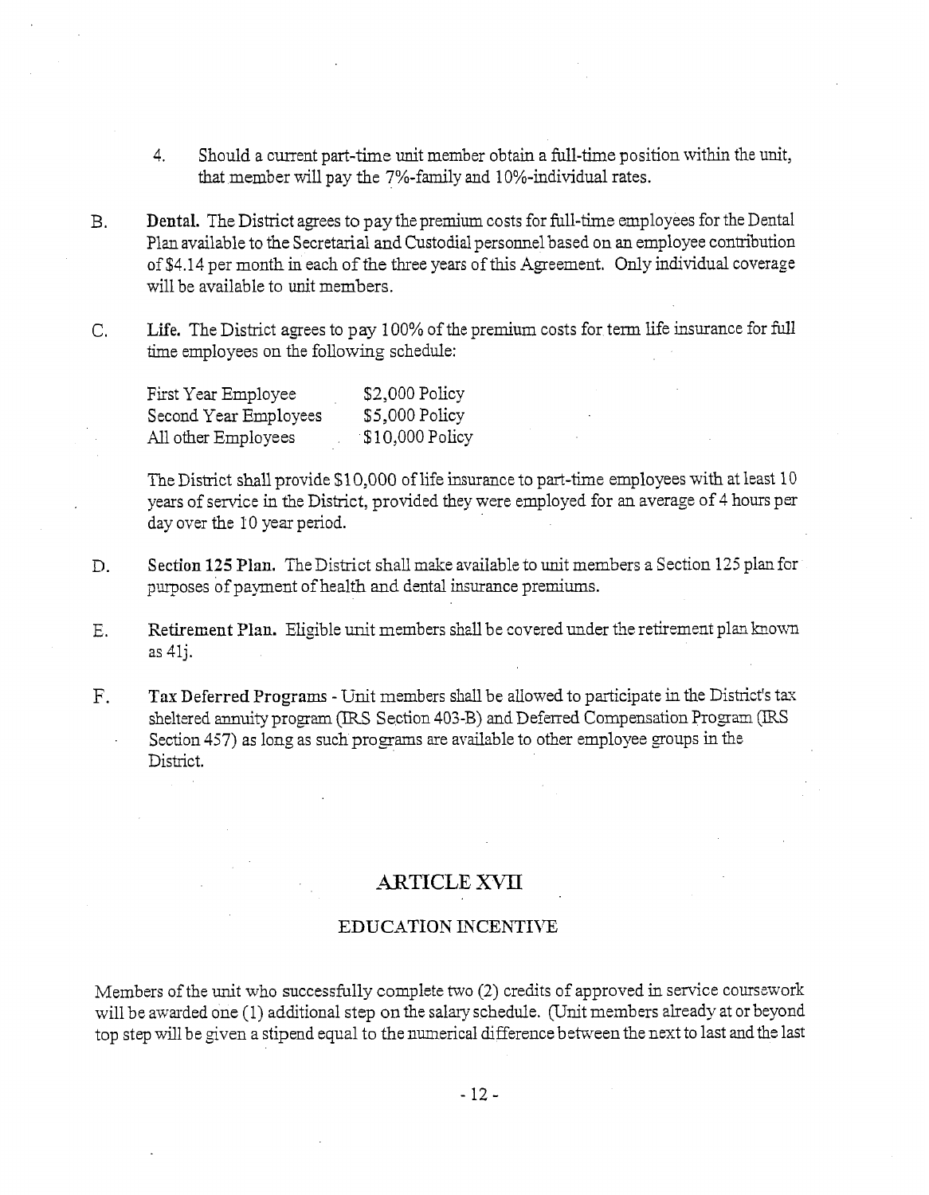4. Should a current part-time unit member obtain a full-time position within the unit, that member will pay the 7%-family and 10%-individual rates.

B. **Dental.** The District agrees to pay the premium costs for full-time employees for the Dental Plan available to the Secretarial and Custodial personnel based on an employee contribution of $4.14 per month in each of the three years of this Agreement. Only individual coverage will be available to unit members.

C. **Life.** The District agrees to pay 100% of the premium costs for term life insurance for full time employees on the following schedule:

| | |
|---|---|
| First Year Employee | $2,000 Policy |
| Second Year Employees | $5,000 Policy |
| All other Employees | $10,000 Policy |

The District shall provide $10,000 of life insurance to part-time employees with at least 10 years of service in the District, provided they were employed for an average of 4 hours per day over the 10 year period.

D. **Section 125 Plan.** The District shall make available to unit members a Section 125 plan for purposes of payment of health and dental insurance premiums.

E. **Retirement Plan.** Eligible unit members shall be covered under the retirement plan known as 41j.

F. **Tax Deferred Programs** - Unit members shall be allowed to participate in the District's tax sheltered annuity program (IRS Section 403-B) and Deferred Compensation Program (IRS Section 457) as long as such programs are available to other employee groups in the District.

## ARTICLE XVII

### EDUCATION INCENTIVE

Members of the unit who successfully complete two (2) credits of approved in service coursework will be awarded one (1) additional step on the salary schedule. (Unit members already at or beyond top step will be given a stipend equal to the numerical difference between the next to last and the last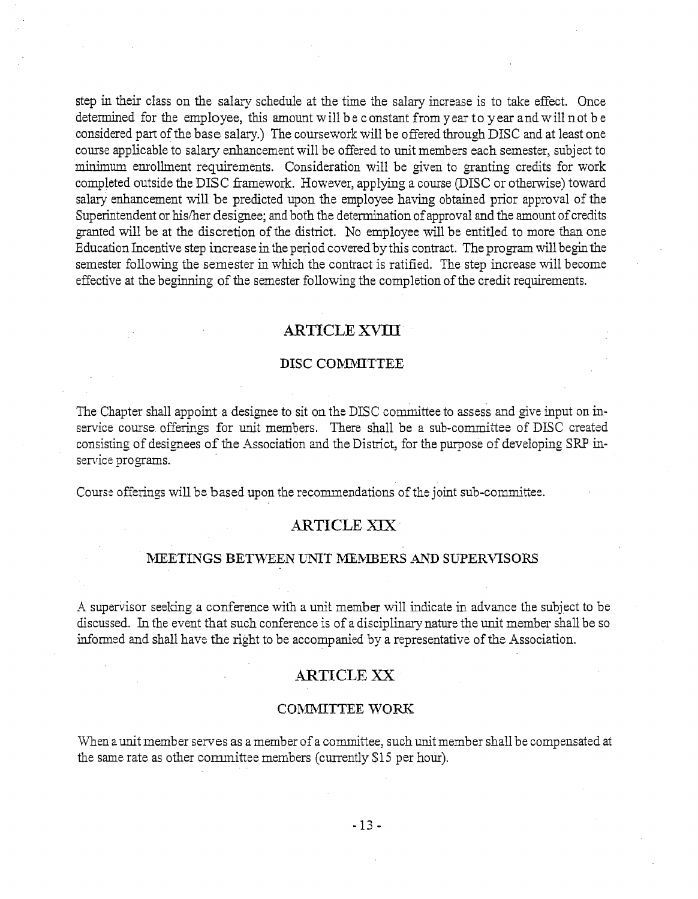step in their class on the salary schedule at the time the salary increase is to take effect. Once determined for the employee, this amount will be constant from year to year and will not be considered part of the base salary.) The coursework will be offered through DISC and at least one course applicable to salary enhancement will be offered to unit members each semester, subject to minimum enrollment requirements. Consideration will be given to granting credits for work completed outside the DISC framework. However, applying a course (DISC or otherwise) toward salary enhancement will be predicted upon the employee having obtained prior approval of the Superintendent or his/her designee; and both the determination of approval and the amount of credits granted will be at the discretion of the district. No employee will be entitled to more than one Education Incentive step increase in the period covered by this contract. The program will begin the semester following the semester in which the contract is ratified. The step increase will become effective at the beginning of the semester following the completion of the credit requirements.

## ARTICLE XVIII

### DISC COMMITTEE

The Chapter shall appoint a designee to sit on the DISC committee to assess and give input on in-service course offerings for unit members. There shall be a sub-committee of DISC created consisting of designees of the Association and the District, for the purpose of developing SRP in-service programs.

Course offerings will be based upon the recommendations of the joint sub-committee.

## ARTICLE XIX

### MEETINGS BETWEEN UNIT MEMBERS AND SUPERVISORS

A supervisor seeking a conference with a unit member will indicate in advance the subject to be discussed. In the event that such conference is of a disciplinary nature the unit member shall be so informed and shall have the right to be accompanied by a representative of the Association.

## ARTICLE XX

### COMMITTEE WORK

When a unit member serves as a member of a committee, such unit member shall be compensated at the same rate as other committee members (currently $15 per hour).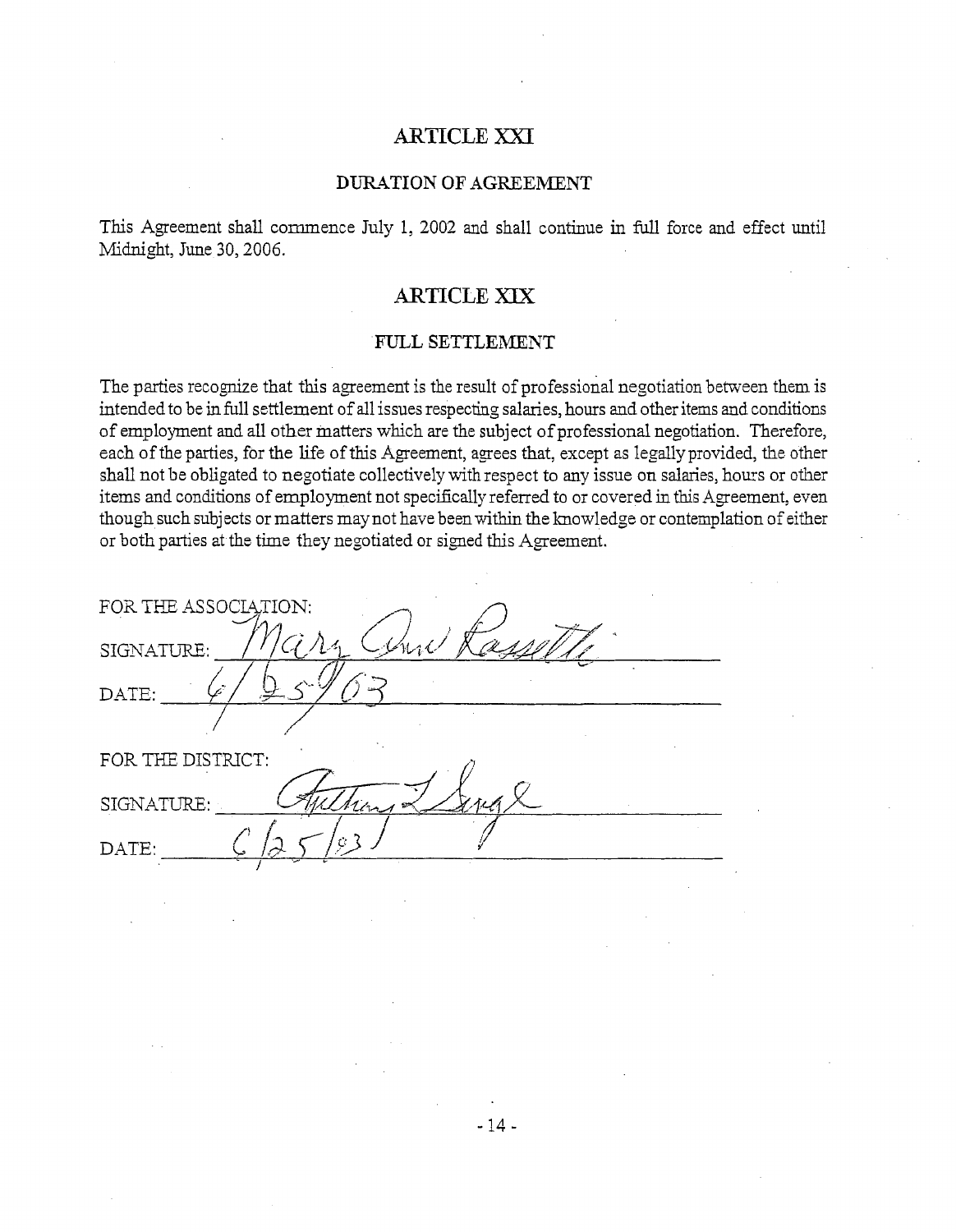## ARTICLE XXI

### DURATION OF AGREEMENT

This Agreement shall commence July 1, 2002 and shall continue in full force and effect until Midnight, June 30, 2006.

## ARTICLE XIX

### FULL SETTLEMENT

The parties recognize that this agreement is the result of professional negotiation between them is intended to be in full settlement of all issues respecting salaries, hours and other items and conditions of employment and all other matters which are the subject of professional negotiation. Therefore, each of the parties, for the life of this Agreement, agrees that, except as legally provided, the other shall not be obligated to negotiate collectively with respect to any issue on salaries, hours or other items and conditions of employment not specifically referred to or covered in this Agreement, even though such subjects or matters may not have been within the knowledge or contemplation of either or both parties at the time they negotiated or signed this Agreement.

FOR THE ASSOCIATION:

SIGNATURE: Mary Ann Rassetti

DATE: 6/25/03

FOR THE DISTRICT:

SIGNATURE: Anthony L Sergl

DATE: 6/25/03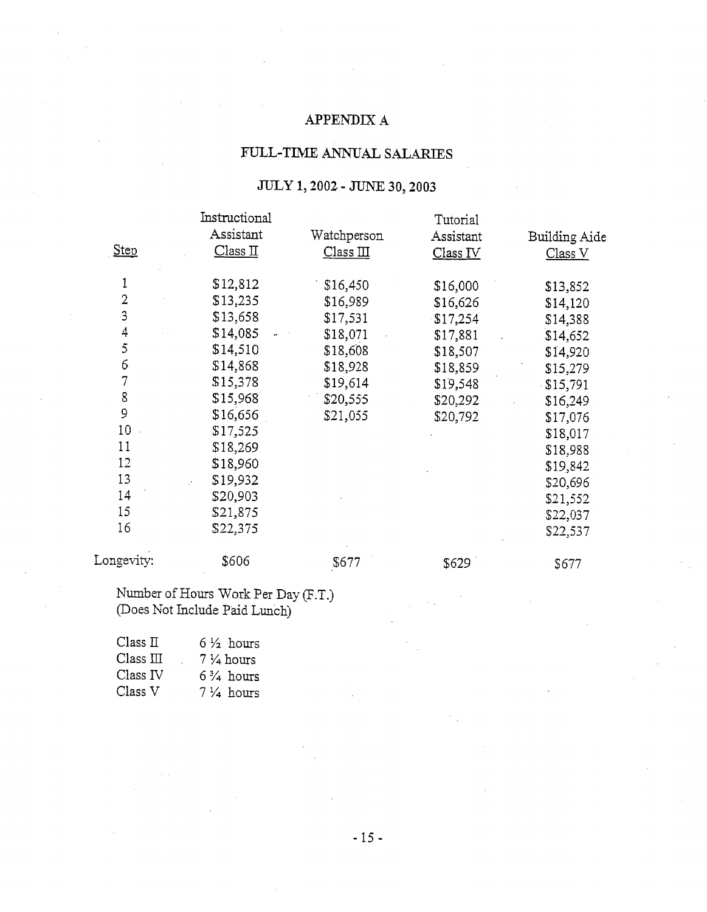# APPENDIX A

## FULL-TIME ANNUAL SALARIES

### JULY 1, 2002 - JUNE 30, 2003

| Step | Instructional Assistant Class II | Watchperson Class III | Tutorial Assistant Class IV | Building Aide Class V |
|---|---|---|---|---|
| 1 | $12,812 | $16,450 | $16,000 | $13,852 |
| 2 | $13,235 | $16,989 | $16,626 | $14,120 |
| 3 | $13,658 | $17,531 | $17,254 | $14,388 |
| 4 | $14,085 | $18,071 | $17,881 | $14,652 |
| 5 | $14,510 | $18,608 | $18,507 | $14,920 |
| 6 | $14,868 | $18,928 | $18,859 | $15,279 |
| 7 | $15,378 | $19,614 | $19,548 | $15,791 |
| 8 | $15,968 | $20,555 | $20,292 | $16,249 |
| 9 | $16,656 | $21,055 | $20,792 | $17,076 |
| 10 | $17,525 | | | $18,017 |
| 11 | $18,269 | | | $18,988 |
| 12 | $18,960 | | | $19,842 |
| 13 | $19,932 | | | $20,696 |
| 14 | $20,903 | | | $21,552 |
| 15 | $21,875 | | | $22,037 |
| 16 | $22,375 | | | $22,537 |
| Longevity: | $606 | $677 | $629 | $677 |

Number of Hours Work Per Day (F.T.)
(Does Not Include Paid Lunch)

| | |
|---|---|
| Class II | 6 ½ hours |
| Class III | 7 ¼ hours |
| Class IV | 6 ¾ hours |
| Class V | 7 ¼ hours |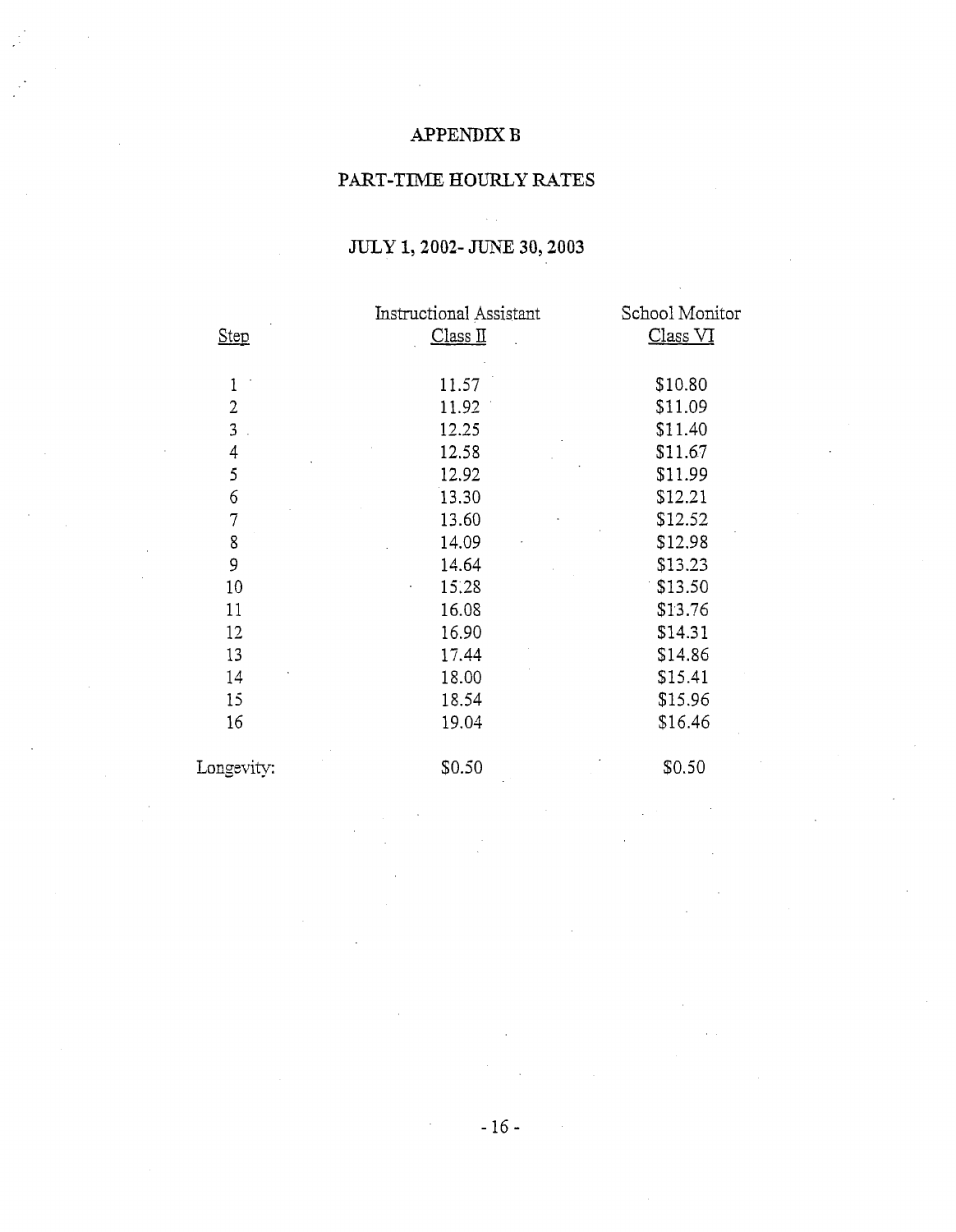# APPENDIX B

## PART-TIME HOURLY RATES

### JULY 1, 2002- JUNE 30, 2003

| Step | Instructional Assistant Class II | School Monitor Class VI |
|---|---|---|
| 1 | 11.57 | $10.80 |
| 2 | 11.92 | $11.09 |
| 3 | 12.25 | $11.40 |
| 4 | 12.58 | $11.67 |
| 5 | 12.92 | $11.99 |
| 6 | 13.30 | $12.21 |
| 7 | 13.60 | $12.52 |
| 8 | 14.09 | $12.98 |
| 9 | 14.64 | $13.23 |
| 10 | 15.28 | $13.50 |
| 11 | 16.08 | $13.76 |
| 12 | 16.90 | $14.31 |
| 13 | 17.44 | $14.86 |
| 14 | 18.00 | $15.41 |
| 15 | 18.54 | $15.96 |
| 16 | 19.04 | $16.46 |
| Longevity: | $0.50 | $0.50 |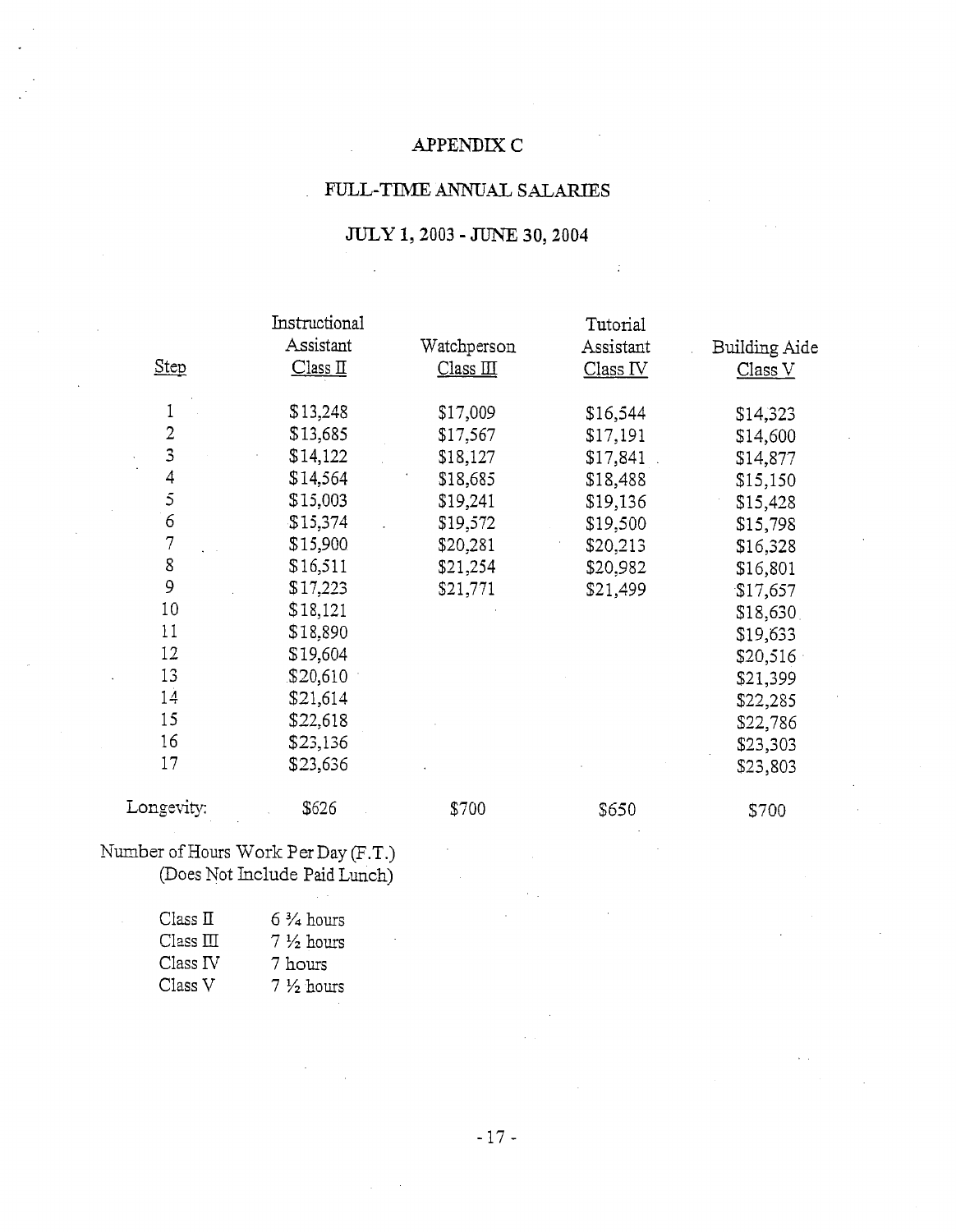# APPENDIX C

## FULL-TIME ANNUAL SALARIES

## JULY 1, 2003 - JUNE 30, 2004

| Step | Instructional Assistant Class II | Watchperson Class III | Tutorial Assistant Class IV | Building Aide Class V |
|---|---|---|---|---|
| 1 | $13,248 | $17,009 | $16,544 | $14,323 |
| 2 | $13,685 | $17,567 | $17,191 | $14,600 |
| 3 | $14,122 | $18,127 | $17,841 | $14,877 |
| 4 | $14,564 | $18,685 | $18,488 | $15,150 |
| 5 | $15,003 | $19,241 | $19,136 | $15,428 |
| 6 | $15,374 | $19,572 | $19,500 | $15,798 |
| 7 | $15,900 | $20,281 | $20,213 | $16,328 |
| 8 | $16,511 | $21,254 | $20,982 | $16,801 |
| 9 | $17,223 | $21,771 | $21,499 | $17,657 |
| 10 | $18,121 | | | $18,630 |
| 11 | $18,890 | | | $19,633 |
| 12 | $19,604 | | | $20,516 |
| 13 | $20,610 | | | $21,399 |
| 14 | $21,614 | | | $22,285 |
| 15 | $22,618 | | | $22,786 |
| 16 | $23,136 | | | $23,303 |
| 17 | $23,636 | | | $23,803 |
| Longevity: | $626 | $700 | $650 | $700 |

Number of Hours Work Per Day (F.T.)
(Does Not Include Paid Lunch)

| Class | Hours |
|---|---|
| Class II | 6 ¾ hours |
| Class III | 7 ½ hours |
| Class IV | 7 hours |
| Class V | 7 ½ hours |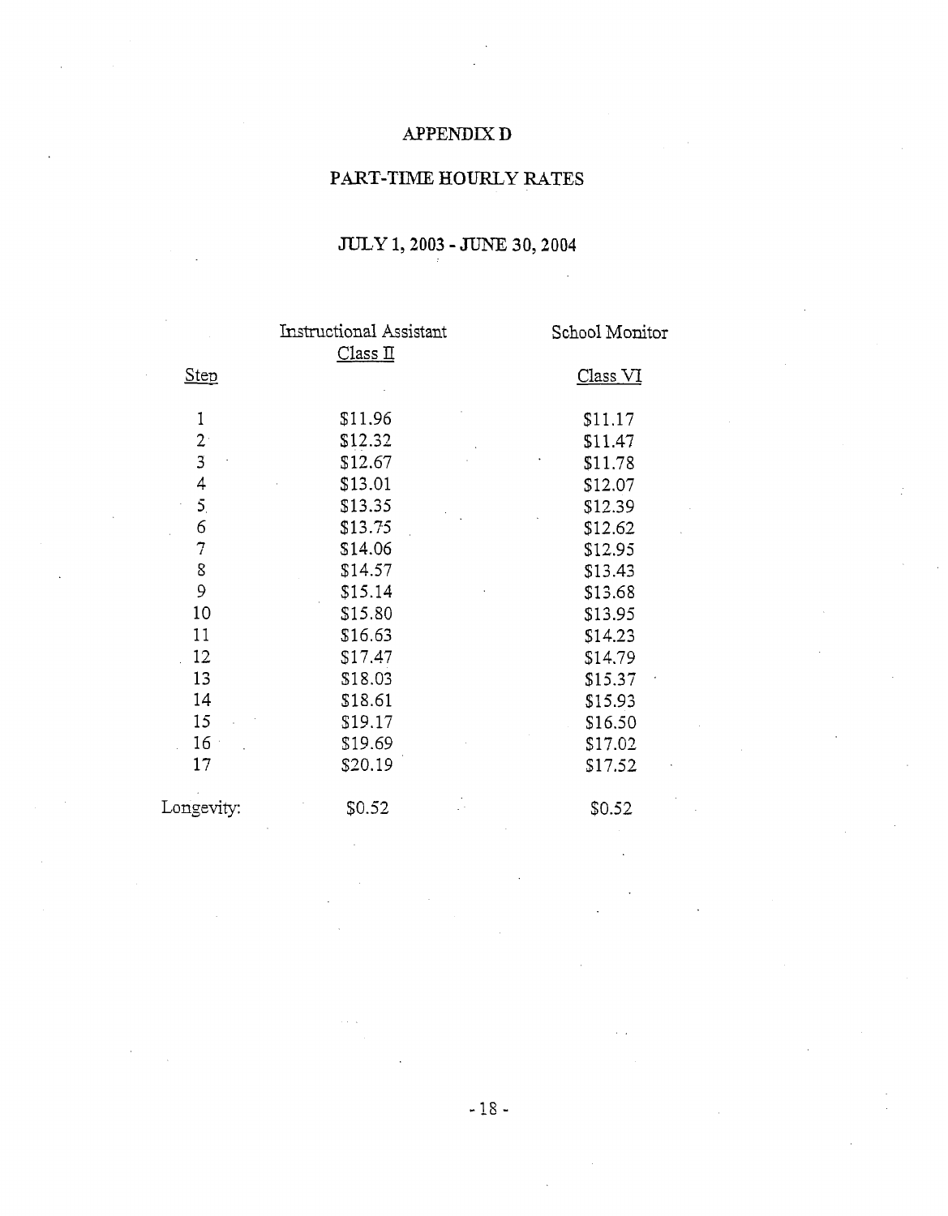# APPENDIX D

## PART-TIME HOURLY RATES

### JULY 1, 2003 - JUNE 30, 2004

| Step | Instructional Assistant Class II | School Monitor Class VI |
|---|---|---|
| 1 | $11.96 | $11.17 |
| 2 | $12.32 | $11.47 |
| 3 | $12.67 | $11.78 |
| 4 | $13.01 | $12.07 |
| 5 | $13.35 | $12.39 |
| 6 | $13.75 | $12.62 |
| 7 | $14.06 | $12.95 |
| 8 | $14.57 | $13.43 |
| 9 | $15.14 | $13.68 |
| 10 | $15.80 | $13.95 |
| 11 | $16.63 | $14.23 |
| 12 | $17.47 | $14.79 |
| 13 | $18.03 | $15.37 |
| 14 | $18.61 | $15.93 |
| 15 | $19.17 | $16.50 |
| 16 | $19.69 | $17.02 |
| 17 | $20.19 | $17.52 |
| Longevity: | $0.52 | $0.52 |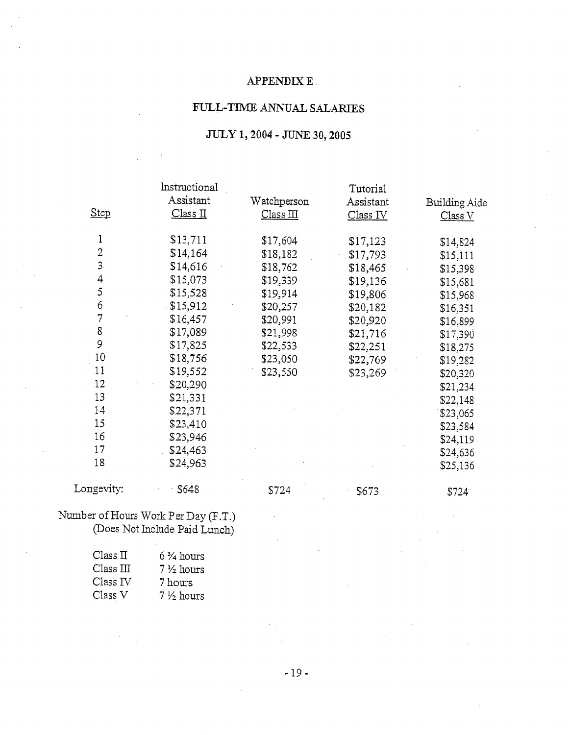# APPENDIX E

## FULL-TIME ANNUAL SALARIES

## JULY 1, 2004 - JUNE 30, 2005

| Step | Instructional Assistant Class II | Watchperson Class III | Tutorial Assistant Class IV | Building Aide Class V |
|---|---|---|---|---|
| 1 | $13,711 | $17,604 | $17,123 | $14,824 |
| 2 | $14,164 | $18,182 | $17,793 | $15,111 |
| 3 | $14,616 | $18,762 | $18,465 | $15,398 |
| 4 | $15,073 | $19,339 | $19,136 | $15,681 |
| 5 | $15,528 | $19,914 | $19,806 | $15,968 |
| 6 | $15,912 | $20,257 | $20,182 | $16,351 |
| 7 | $16,457 | $20,991 | $20,920 | $16,899 |
| 8 | $17,089 | $21,998 | $21,716 | $17,390 |
| 9 | $17,825 | $22,533 | $22,251 | $18,275 |
| 10 | $18,756 | $23,050 | $22,769 | $19,282 |
| 11 | $19,552 | $23,550 | $23,269 | $20,320 |
| 12 | $20,290 | | | $21,234 |
| 13 | $21,331 | | | $22,148 |
| 14 | $22,371 | | | $23,065 |
| 15 | $23,410 | | | $23,584 |
| 16 | $23,946 | | | $24,119 |
| 17 | $24,463 | | | $24,636 |
| 18 | $24,963 | | | $25,136 |
| Longevity: | $648 | $724 | $673 | $724 |

Number of Hours Work Per Day (F.T.)
(Does Not Include Paid Lunch)

| | |
|---|---|
| Class II | 6 ¾ hours |
| Class III | 7 ½ hours |
| Class IV | 7 hours |
| Class V | 7 ½ hours |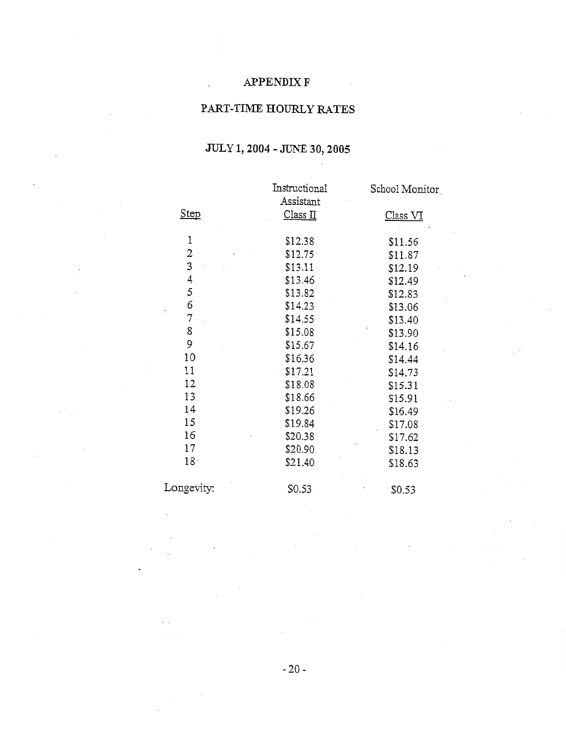# APPENDIX F

## PART-TIME HOURLY RATES

### JULY 1, 2004 - JUNE 30, 2005

| Step | Instructional Assistant Class II | School Monitor Class VI |
|---|---|---|
| 1 | $12.38 | $11.56 |
| 2 | $12.75 | $11.87 |
| 3 | $13.11 | $12.19 |
| 4 | $13.46 | $12.49 |
| 5 | $13.82 | $12.83 |
| 6 | $14.23 | $13.06 |
| 7 | $14.55 | $13.40 |
| 8 | $15.08 | $13.90 |
| 9 | $15.67 | $14.16 |
| 10 | $16.36 | $14.44 |
| 11 | $17.21 | $14.73 |
| 12 | $18.08 | $15.31 |
| 13 | $18.66 | $15.91 |
| 14 | $19.26 | $16.49 |
| 15 | $19.84 | $17.08 |
| 16 | $20.38 | $17.62 |
| 17 | $20.90 | $18.13 |
| 18 | $21.40 | $18.63 |
| Longevity: | $0.53 | $0.53 |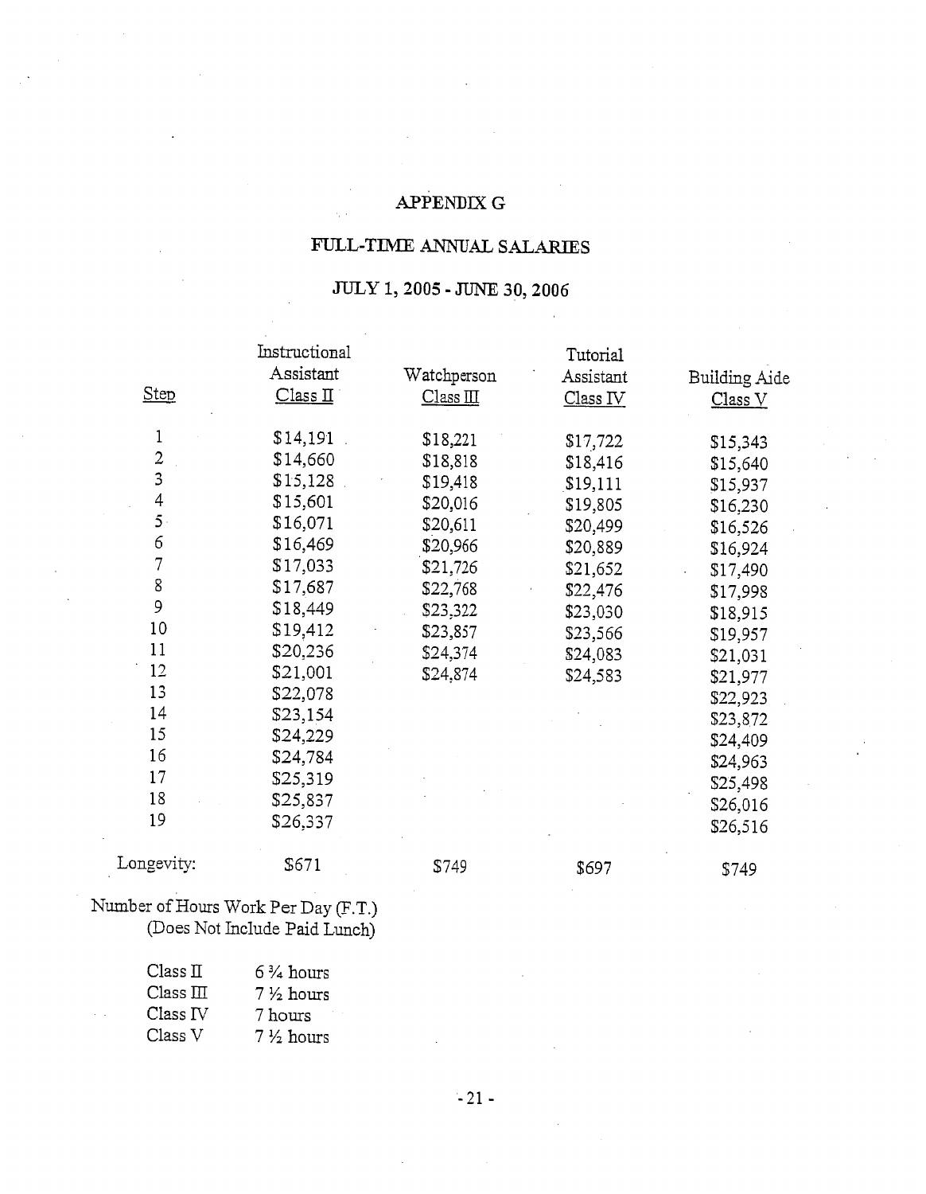# APPENDIX G

## FULL-TIME ANNUAL SALARIES

## JULY 1, 2005 - JUNE 30, 2006

| Step | Instructional Assistant Class II | Watchperson Class III | Tutorial Assistant Class IV | Building Aide Class V |
|---|---|---|---|---|
| 1 | $14,191 | $18,221 | $17,722 | $15,343 |
| 2 | $14,660 | $18,818 | $18,416 | $15,640 |
| 3 | $15,128 | $19,418 | $19,111 | $15,937 |
| 4 | $15,601 | $20,016 | $19,805 | $16,230 |
| 5 | $16,071 | $20,611 | $20,499 | $16,526 |
| 6 | $16,469 | $20,966 | $20,889 | $16,924 |
| 7 | $17,033 | $21,726 | $21,652 | $17,490 |
| 8 | $17,687 | $22,768 | $22,476 | $17,998 |
| 9 | $18,449 | $23,322 | $23,030 | $18,915 |
| 10 | $19,412 | $23,857 | $23,566 | $19,957 |
| 11 | $20,236 | $24,374 | $24,083 | $21,031 |
| 12 | $21,001 | $24,874 | $24,583 | $21,977 |
| 13 | $22,078 | | | $22,923 |
| 14 | $23,154 | | | $23,872 |
| 15 | $24,229 | | | $24,409 |
| 16 | $24,784 | | | $24,963 |
| 17 | $25,319 | | | $25,498 |
| 18 | $25,837 | | | $26,016 |
| 19 | $26,337 | | | $26,516 |
| Longevity: | $671 | $749 | $697 | $749 |

Number of Hours Work Per Day (F.T.)
(Does Not Include Paid Lunch)

| | |
|---|---|
| Class II | 6 ¾ hours |
| Class III | 7 ½ hours |
| Class IV | 7 hours |
| Class V | 7 ½ hours |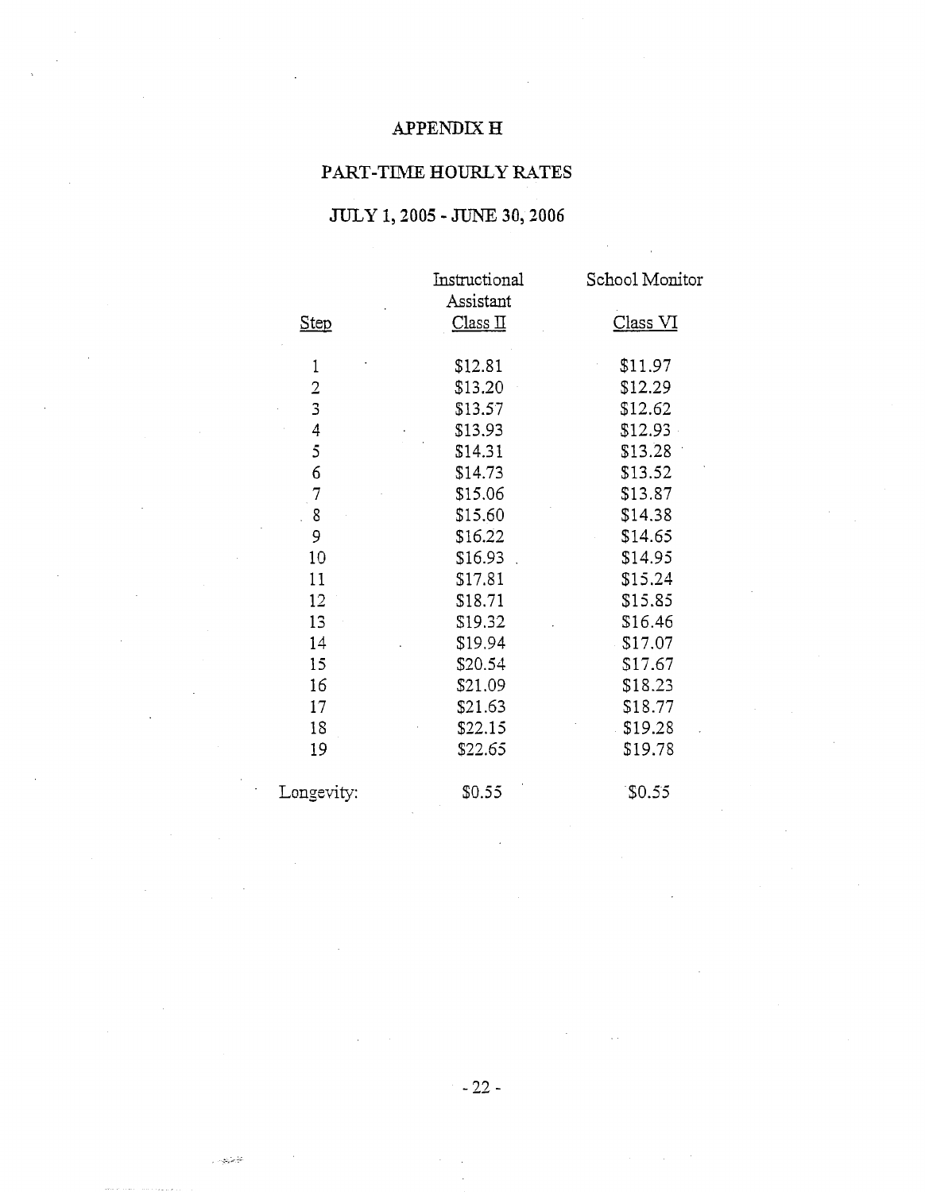# APPENDIX H

## PART-TIME HOURLY RATES

## JULY 1, 2005 - JUNE 30, 2006

| Step | Instructional Assistant Class II | School Monitor Class VI |
|---|---|---|
| 1 | $12.81 | $11.97 |
| 2 | $13.20 | $12.29 |
| 3 | $13.57 | $12.62 |
| 4 | $13.93 | $12.93 |
| 5 | $14.31 | $13.28 |
| 6 | $14.73 | $13.52 |
| 7 | $15.06 | $13.87 |
| 8 | $15.60 | $14.38 |
| 9 | $16.22 | $14.65 |
| 10 | $16.93 | $14.95 |
| 11 | $17.81 | $15.24 |
| 12 | $18.71 | $15.85 |
| 13 | $19.32 | $16.46 |
| 14 | $19.94 | $17.07 |
| 15 | $20.54 | $17.67 |
| 16 | $21.09 | $18.23 |
| 17 | $21.63 | $18.77 |
| 18 | $22.15 | $19.28 |
| 19 | $22.65 | $19.78 |
| Longevity: | $0.55 | $0.55 |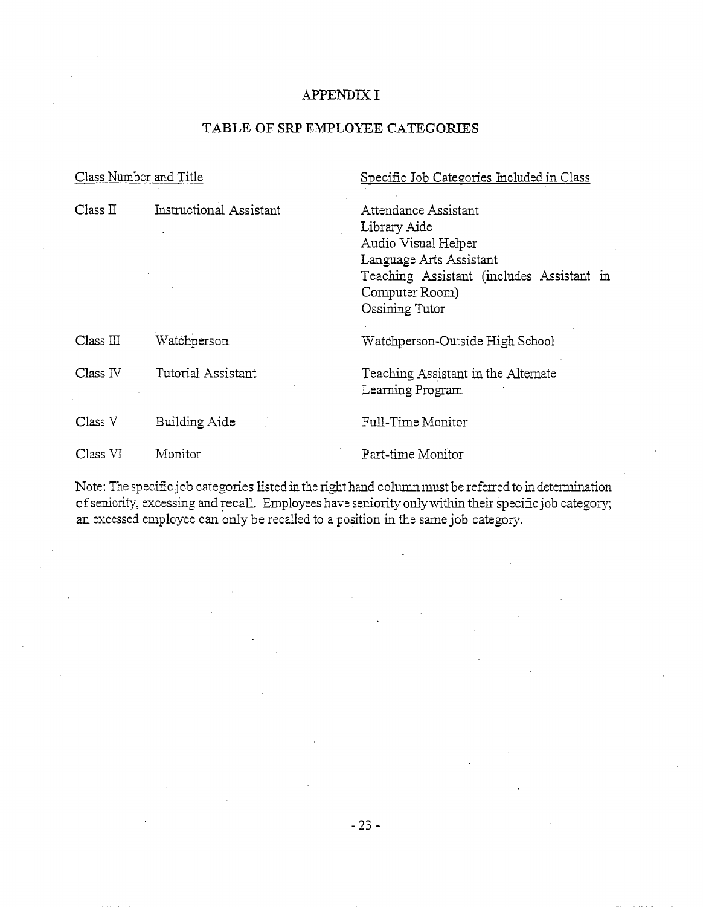# APPENDIX I

## TABLE OF SRP EMPLOYEE CATEGORIES

| Class Number and Title | | Specific Job Categories Included in Class |
|---|---|---|
| Class II | Instructional Assistant | Attendance Assistant<br>Library Aide<br>Audio Visual Helper<br>Language Arts Assistant<br>Teaching Assistant (includes Assistant in Computer Room)<br>Ossining Tutor |
| Class III | Watchperson | Watchperson-Outside High School |
| Class IV | Tutorial Assistant | Teaching Assistant in the Alternate Learning Program |
| Class V | Building Aide | Full-Time Monitor |
| Class VI | Monitor | Part-time Monitor |

Note: The specific job categories listed in the right hand column must be referred to in determination of seniority, excessing and recall. Employees have seniority only within their specific job category; an excessed employee can only be recalled to a position in the same job category.